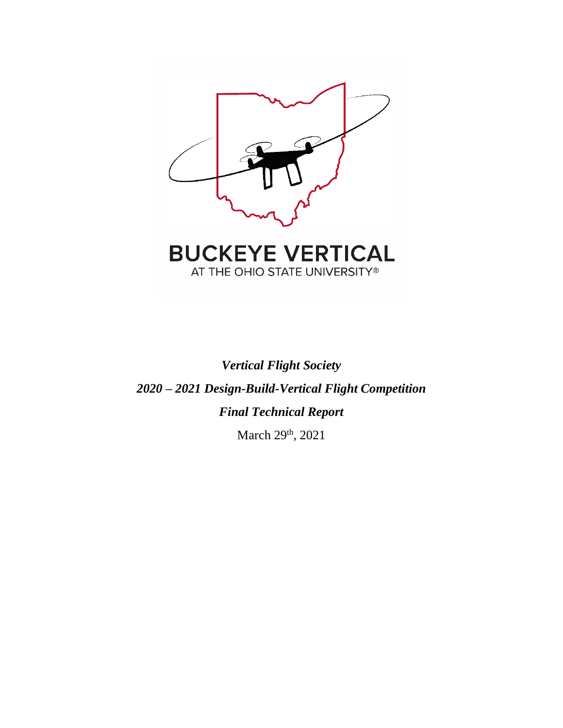BUCKEYE VERTICAL

AT THE OHIO STATE UNIVERSITY®

***Vertical Flight Society***

***2020 – 2021 Design-Build-Vertical Flight Competition***

***Final Technical Report***

March 29th, 2021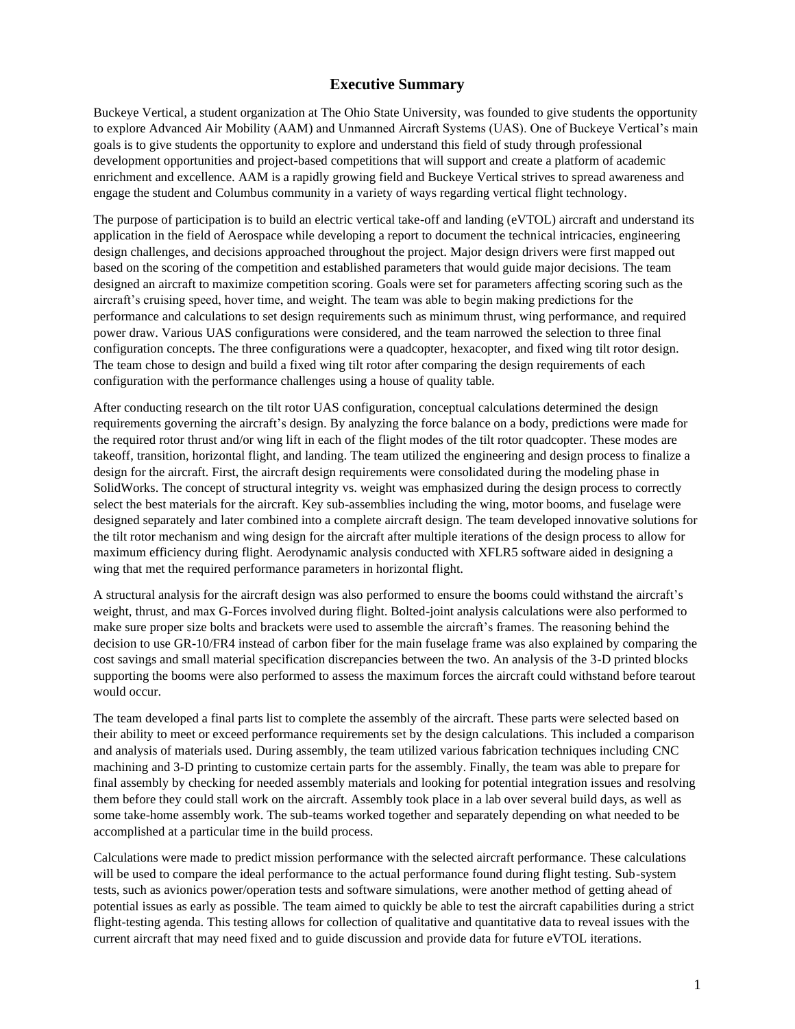# Executive Summary

Buckeye Vertical, a student organization at The Ohio State University, was founded to give students the opportunity to explore Advanced Air Mobility (AAM) and Unmanned Aircraft Systems (UAS). One of Buckeye Vertical's main goals is to give students the opportunity to explore and understand this field of study through professional development opportunities and project-based competitions that will support and create a platform of academic enrichment and excellence. AAM is a rapidly growing field and Buckeye Vertical strives to spread awareness and engage the student and Columbus community in a variety of ways regarding vertical flight technology.

The purpose of participation is to build an electric vertical take-off and landing (eVTOL) aircraft and understand its application in the field of Aerospace while developing a report to document the technical intricacies, engineering design challenges, and decisions approached throughout the project. Major design drivers were first mapped out based on the scoring of the competition and established parameters that would guide major decisions. The team designed an aircraft to maximize competition scoring. Goals were set for parameters affecting scoring such as the aircraft's cruising speed, hover time, and weight. The team was able to begin making predictions for the performance and calculations to set design requirements such as minimum thrust, wing performance, and required power draw. Various UAS configurations were considered, and the team narrowed the selection to three final configuration concepts. The three configurations were a quadcopter, hexacopter, and fixed wing tilt rotor design. The team chose to design and build a fixed wing tilt rotor after comparing the design requirements of each configuration with the performance challenges using a house of quality table.

After conducting research on the tilt rotor UAS configuration, conceptual calculations determined the design requirements governing the aircraft's design. By analyzing the force balance on a body, predictions were made for the required rotor thrust and/or wing lift in each of the flight modes of the tilt rotor quadcopter. These modes are takeoff, transition, horizontal flight, and landing. The team utilized the engineering and design process to finalize a design for the aircraft. First, the aircraft design requirements were consolidated during the modeling phase in SolidWorks. The concept of structural integrity vs. weight was emphasized during the design process to correctly select the best materials for the aircraft. Key sub-assemblies including the wing, motor booms, and fuselage were designed separately and later combined into a complete aircraft design. The team developed innovative solutions for the tilt rotor mechanism and wing design for the aircraft after multiple iterations of the design process to allow for maximum efficiency during flight. Aerodynamic analysis conducted with XFLR5 software aided in designing a wing that met the required performance parameters in horizontal flight.

A structural analysis for the aircraft design was also performed to ensure the booms could withstand the aircraft's weight, thrust, and max G-Forces involved during flight. Bolted-joint analysis calculations were also performed to make sure proper size bolts and brackets were used to assemble the aircraft's frames. The reasoning behind the decision to use GR-10/FR4 instead of carbon fiber for the main fuselage frame was also explained by comparing the cost savings and small material specification discrepancies between the two. An analysis of the 3-D printed blocks supporting the booms were also performed to assess the maximum forces the aircraft could withstand before tearout would occur.

The team developed a final parts list to complete the assembly of the aircraft. These parts were selected based on their ability to meet or exceed performance requirements set by the design calculations. This included a comparison and analysis of materials used. During assembly, the team utilized various fabrication techniques including CNC machining and 3-D printing to customize certain parts for the assembly. Finally, the team was able to prepare for final assembly by checking for needed assembly materials and looking for potential integration issues and resolving them before they could stall work on the aircraft. Assembly took place in a lab over several build days, as well as some take-home assembly work. The sub-teams worked together and separately depending on what needed to be accomplished at a particular time in the build process.

Calculations were made to predict mission performance with the selected aircraft performance. These calculations will be used to compare the ideal performance to the actual performance found during flight testing. Sub-system tests, such as avionics power/operation tests and software simulations, were another method of getting ahead of potential issues as early as possible. The team aimed to quickly be able to test the aircraft capabilities during a strict flight-testing agenda. This testing allows for collection of qualitative and quantitative data to reveal issues with the current aircraft that may need fixed and to guide discussion and provide data for future eVTOL iterations.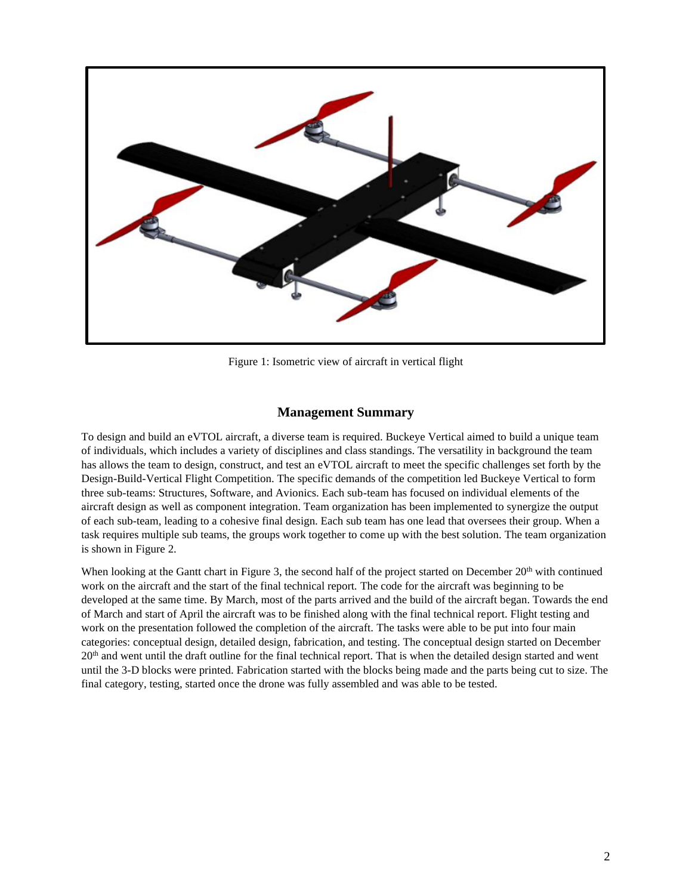Figure 1: Isometric view of aircraft in vertical flight

## Management Summary

To design and build an eVTOL aircraft, a diverse team is required. Buckeye Vertical aimed to build a unique team of individuals, which includes a variety of disciplines and class standings. The versatility in background the team has allows the team to design, construct, and test an eVTOL aircraft to meet the specific challenges set forth by the Design-Build-Vertical Flight Competition. The specific demands of the competition led Buckeye Vertical to form three sub-teams: Structures, Software, and Avionics. Each sub-team has focused on individual elements of the aircraft design as well as component integration. Team organization has been implemented to synergize the output of each sub-team, leading to a cohesive final design. Each sub team has one lead that oversees their group. When a task requires multiple sub teams, the groups work together to come up with the best solution. The team organization is shown in Figure 2.

When looking at the Gantt chart in Figure 3, the second half of the project started on December 20th with continued work on the aircraft and the start of the final technical report. The code for the aircraft was beginning to be developed at the same time. By March, most of the parts arrived and the build of the aircraft began. Towards the end of March and start of April the aircraft was to be finished along with the final technical report. Flight testing and work on the presentation followed the completion of the aircraft. The tasks were able to be put into four main categories: conceptual design, detailed design, fabrication, and testing. The conceptual design started on December 20th and went until the draft outline for the final technical report. That is when the detailed design started and went until the 3-D blocks were printed. Fabrication started with the blocks being made and the parts being cut to size. The final category, testing, started once the drone was fully assembled and was able to be tested.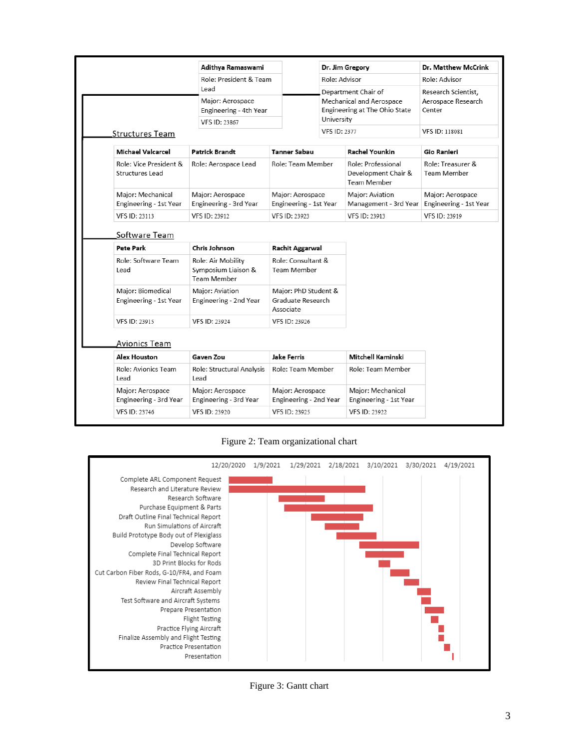| Adithya Ramaswami |
| --- |
| Role: President & Team Lead |
| Major: Aerospace Engineering - 4th Year |
| VFS ID: 23867 |

| Dr. Jim Gregory | Dr. Matthew McCrink |
| --- | --- |
| Role: Advisor | Role: Advisor |
| Department Chair of Mechanical and Aerospace Engineering at The Ohio State University | Research Scientist, Aerospace Research Center |
| VFS ID: 2377 | VFS ID: 118081 |

Structures Team

| Michael Valcarcel | Patrick Brandt | Tanner Sabau | Rachel Younkin | Gio Ranieri |
| --- | --- | --- | --- | --- |
| Role: Vice President & Structures Lead | Role: Aerospace Lead | Role: Team Member | Role: Professional Development Chair & Team Member | Role: Treasurer & Team Member |
| Major: Mechanical Engineering - 1st Year | Major: Aerospace Engineering - 3rd Year | Major: Aerospace Engineering - 1st Year | Major: Aviation Management - 3rd Year | Major: Aerospace Engineering - 1st Year |
| VFS ID: 23113 | VFS ID: 23912 | VFS ID: 23923 | VFS ID: 23913 | VFS ID: 23919 |

Software Team

| Pete Park | Chris Johnson | Rachit Aggarwal |
| --- | --- | --- |
| Role: Software Team Lead | Role: Air Mobility Symposium Liaison & Team Member | Role: Consultant & Team Member |
| Major: Biomedical Engineering - 1st Year | Major: Aviation Engineering - 2nd Year | Major: PhD Student & Graduate Research Associate |
| VFS ID: 23915 | VFS ID: 23924 | VFS ID: 23926 |

Avionics Team

| Alex Houston | Gaven Zou | Jake Ferris | Mitchell Kaminski |
| --- | --- | --- | --- |
| Role: Avionics Team Lead | Role: Structural Analysis Lead | Role: Team Member | Role: Team Member |
| Major: Aerospace Engineering - 3rd Year | Major: Aerospace Engineering - 3rd Year | Major: Aerospace Engineering - 2nd Year | Major: Mechanical Engineering - 1st Year |
| VFS ID: 23746 | VFS ID: 23920 | VFS ID: 23925 | VFS ID: 23922 |

Figure 2: Team organizational chart

Figure 3: Gantt chart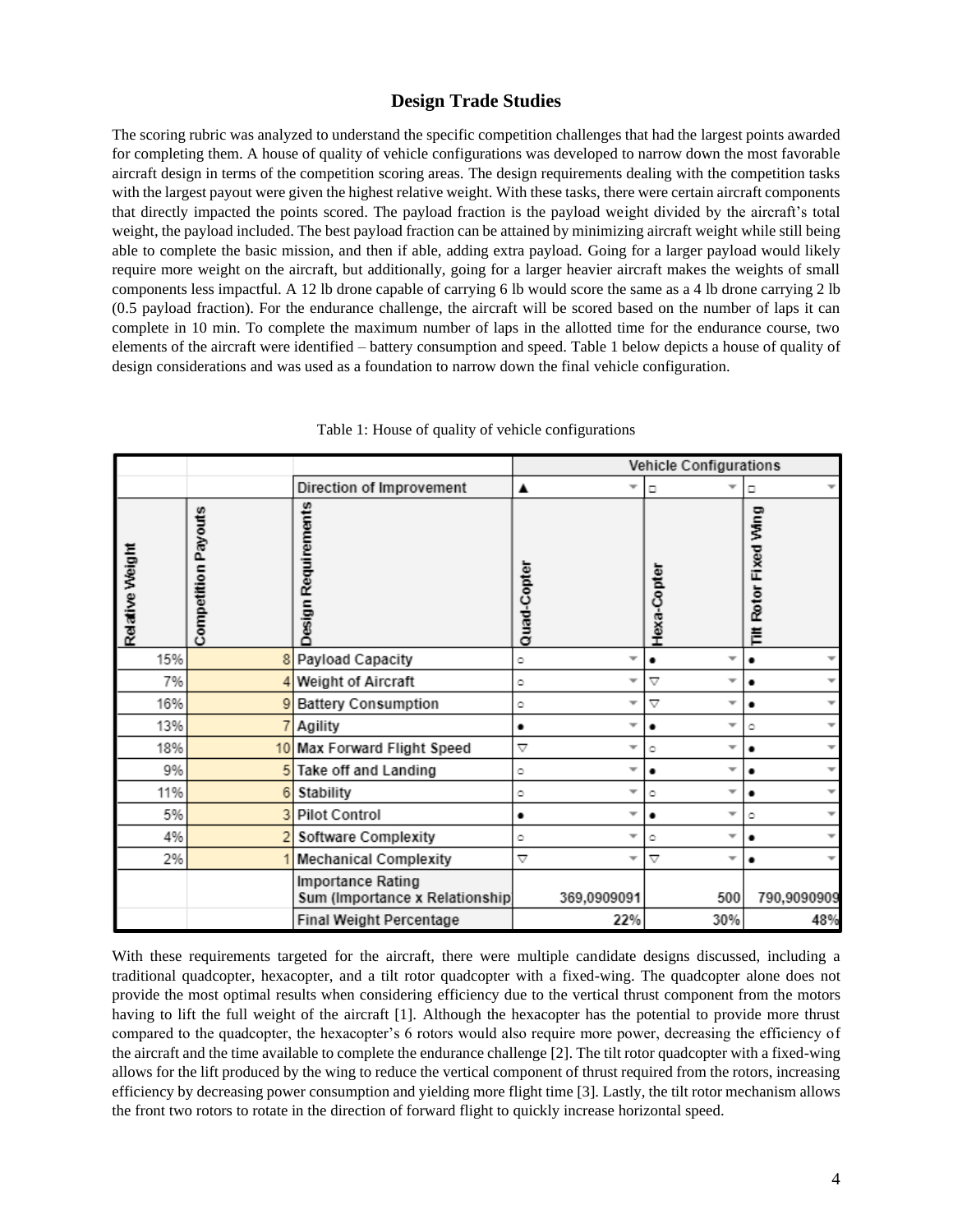## Design Trade Studies

The scoring rubric was analyzed to understand the specific competition challenges that had the largest points awarded for completing them. A house of quality of vehicle configurations was developed to narrow down the most favorable aircraft design in terms of the competition scoring areas. The design requirements dealing with the competition tasks with the largest payout were given the highest relative weight. With these tasks, there were certain aircraft components that directly impacted the points scored. The payload fraction is the payload weight divided by the aircraft's total weight, the payload included. The best payload fraction can be attained by minimizing aircraft weight while still being able to complete the basic mission, and then if able, adding extra payload. Going for a larger payload would likely require more weight on the aircraft, but additionally, going for a larger heavier aircraft makes the weights of small components less impactful. A 12 lb drone capable of carrying 6 lb would score the same as a 4 lb drone carrying 2 lb (0.5 payload fraction). For the endurance challenge, the aircraft will be scored based on the number of laps it can complete in 10 min. To complete the maximum number of laps in the allotted time for the endurance course, two elements of the aircraft were identified – battery consumption and speed. Table 1 below depicts a house of quality of design considerations and was used as a foundation to narrow down the final vehicle configuration.

Table 1: House of quality of vehicle configurations

| | | | Vehicle Configurations | | |
|---|---|---|---|---|---|
| | | Direction of Improvement | ▲ | ◻ | ◻ |
| Relative Weight | Competition Payouts | Design Requirements | Quad-Copter | Hexa-Copter | Tilt Rotor Fixed Wing |
| 15% | 8 | Payload Capacity | ○ | ● | ● |
| 7% | 4 | Weight of Aircraft | ○ | ▽ | ● |
| 16% | 9 | Battery Consumption | ○ | ▽ | ● |
| 13% | 7 | Agility | ● | ● | ○ |
| 18% | 10 | Max Forward Flight Speed | ▽ | ○ | ● |
| 9% | 5 | Take off and Landing | ○ | ● | ● |
| 11% | 6 | Stability | ○ | ○ | ● |
| 5% | 3 | Pilot Control | ● | ● | ○ |
| 4% | 2 | Software Complexity | ○ | ○ | ● |
| 2% | 1 | Mechanical Complexity | ▽ | ▽ | ● |
| | | Importance Rating Sum (Importance x Relationship | 369,0909091 | 500 | 790,9090909 |
| | | Final Weight Percentage | 22% | 30% | 48% |

With these requirements targeted for the aircraft, there were multiple candidate designs discussed, including a traditional quadcopter, hexacopter, and a tilt rotor quadcopter with a fixed-wing. The quadcopter alone does not provide the most optimal results when considering efficiency due to the vertical thrust component from the motors having to lift the full weight of the aircraft [1]. Although the hexacopter has the potential to provide more thrust compared to the quadcopter, the hexacopter's 6 rotors would also require more power, decreasing the efficiency of the aircraft and the time available to complete the endurance challenge [2]. The tilt rotor quadcopter with a fixed-wing allows for the lift produced by the wing to reduce the vertical component of thrust required from the rotors, increasing efficiency by decreasing power consumption and yielding more flight time [3]. Lastly, the tilt rotor mechanism allows the front two rotors to rotate in the direction of forward flight to quickly increase horizontal speed.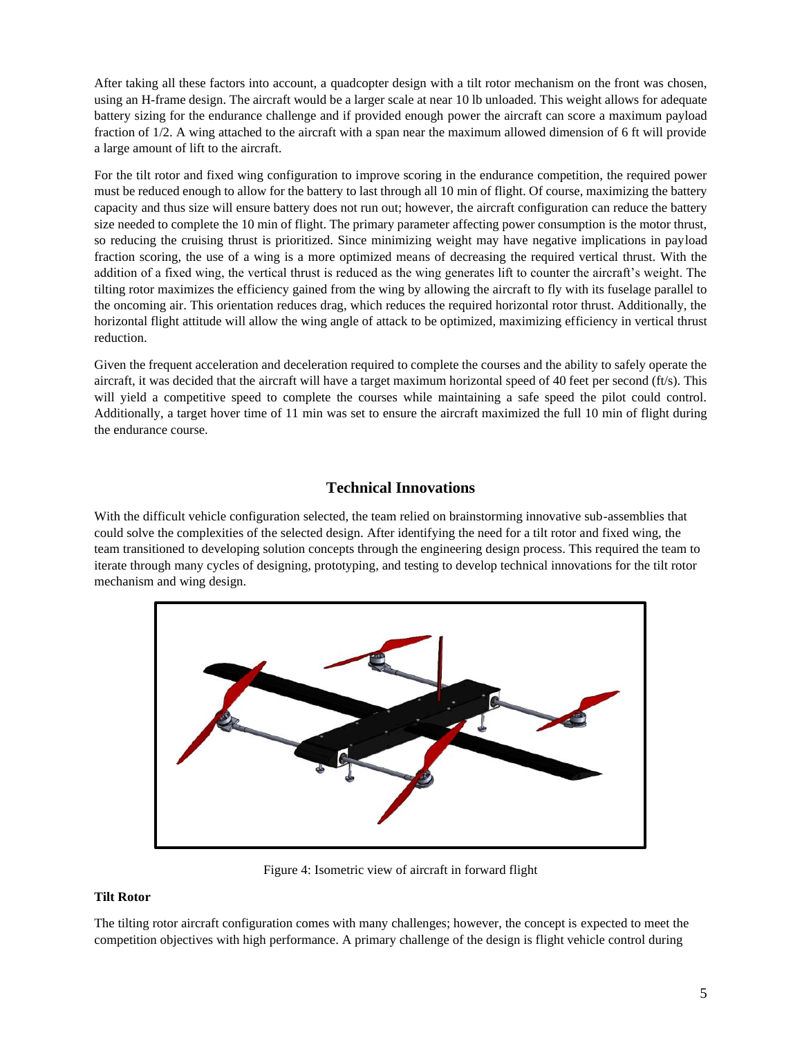After taking all these factors into account, a quadcopter design with a tilt rotor mechanism on the front was chosen, using an H-frame design. The aircraft would be a larger scale at near 10 lb unloaded. This weight allows for adequate battery sizing for the endurance challenge and if provided enough power the aircraft can score a maximum payload fraction of 1/2. A wing attached to the aircraft with a span near the maximum allowed dimension of 6 ft will provide a large amount of lift to the aircraft.

For the tilt rotor and fixed wing configuration to improve scoring in the endurance competition, the required power must be reduced enough to allow for the battery to last through all 10 min of flight. Of course, maximizing the battery capacity and thus size will ensure battery does not run out; however, the aircraft configuration can reduce the battery size needed to complete the 10 min of flight. The primary parameter affecting power consumption is the motor thrust, so reducing the cruising thrust is prioritized. Since minimizing weight may have negative implications in payload fraction scoring, the use of a wing is a more optimized means of decreasing the required vertical thrust. With the addition of a fixed wing, the vertical thrust is reduced as the wing generates lift to counter the aircraft's weight. The tilting rotor maximizes the efficiency gained from the wing by allowing the aircraft to fly with its fuselage parallel to the oncoming air. This orientation reduces drag, which reduces the required horizontal rotor thrust. Additionally, the horizontal flight attitude will allow the wing angle of attack to be optimized, maximizing efficiency in vertical thrust reduction.

Given the frequent acceleration and deceleration required to complete the courses and the ability to safely operate the aircraft, it was decided that the aircraft will have a target maximum horizontal speed of 40 feet per second (ft/s). This will yield a competitive speed to complete the courses while maintaining a safe speed the pilot could control. Additionally, a target hover time of 11 min was set to ensure the aircraft maximized the full 10 min of flight during the endurance course.

## Technical Innovations

With the difficult vehicle configuration selected, the team relied on brainstorming innovative sub-assemblies that could solve the complexities of the selected design. After identifying the need for a tilt rotor and fixed wing, the team transitioned to developing solution concepts through the engineering design process. This required the team to iterate through many cycles of designing, prototyping, and testing to develop technical innovations for the tilt rotor mechanism and wing design.

Figure 4: Isometric view of aircraft in forward flight

### Tilt Rotor

The tilting rotor aircraft configuration comes with many challenges; however, the concept is expected to meet the competition objectives with high performance. A primary challenge of the design is flight vehicle control during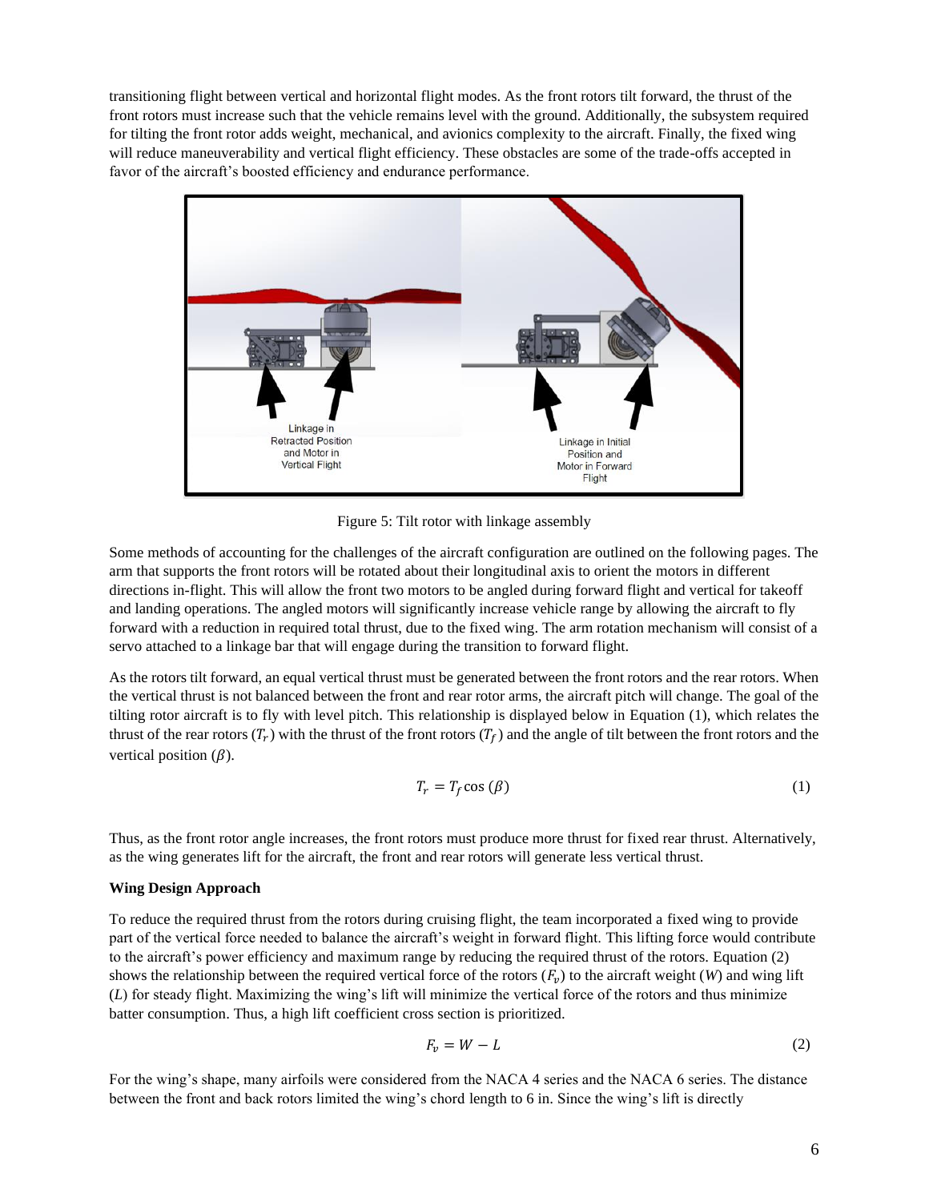transitioning flight between vertical and horizontal flight modes. As the front rotors tilt forward, the thrust of the front rotors must increase such that the vehicle remains level with the ground. Additionally, the subsystem required for tilting the front rotor adds weight, mechanical, and avionics complexity to the aircraft. Finally, the fixed wing will reduce maneuverability and vertical flight efficiency. These obstacles are some of the trade-offs accepted in favor of the aircraft's boosted efficiency and endurance performance.

Figure 5: Tilt rotor with linkage assembly

Some methods of accounting for the challenges of the aircraft configuration are outlined on the following pages. The arm that supports the front rotors will be rotated about their longitudinal axis to orient the motors in different directions in-flight. This will allow the front two motors to be angled during forward flight and vertical for takeoff and landing operations. The angled motors will significantly increase vehicle range by allowing the aircraft to fly forward with a reduction in required total thrust, due to the fixed wing. The arm rotation mechanism will consist of a servo attached to a linkage bar that will engage during the transition to forward flight.

As the rotors tilt forward, an equal vertical thrust must be generated between the front rotors and the rear rotors. When the vertical thrust is not balanced between the front and rear rotor arms, the aircraft pitch will change. The goal of the tilting rotor aircraft is to fly with level pitch. This relationship is displayed below in Equation (1), which relates the thrust of the rear rotors ($T_r$) with the thrust of the front rotors ($T_f$) and the angle of tilt between the front rotors and the vertical position ($\beta$).

$$T_r = T_f \cos(\beta) \tag{1}$$

Thus, as the front rotor angle increases, the front rotors must produce more thrust for fixed rear thrust. Alternatively, as the wing generates lift for the aircraft, the front and rear rotors will generate less vertical thrust.

**Wing Design Approach**

To reduce the required thrust from the rotors during cruising flight, the team incorporated a fixed wing to provide part of the vertical force needed to balance the aircraft's weight in forward flight. This lifting force would contribute to the aircraft's power efficiency and maximum range by reducing the required thrust of the rotors. Equation (2) shows the relationship between the required vertical force of the rotors ($F_v$) to the aircraft weight ($W$) and wing lift ($L$) for steady flight. Maximizing the wing's lift will minimize the vertical force of the rotors and thus minimize batter consumption. Thus, a high lift coefficient cross section is prioritized.

$$F_v = W - L \tag{2}$$

For the wing's shape, many airfoils were considered from the NACA 4 series and the NACA 6 series. The distance between the front and back rotors limited the wing's chord length to 6 in. Since the wing's lift is directly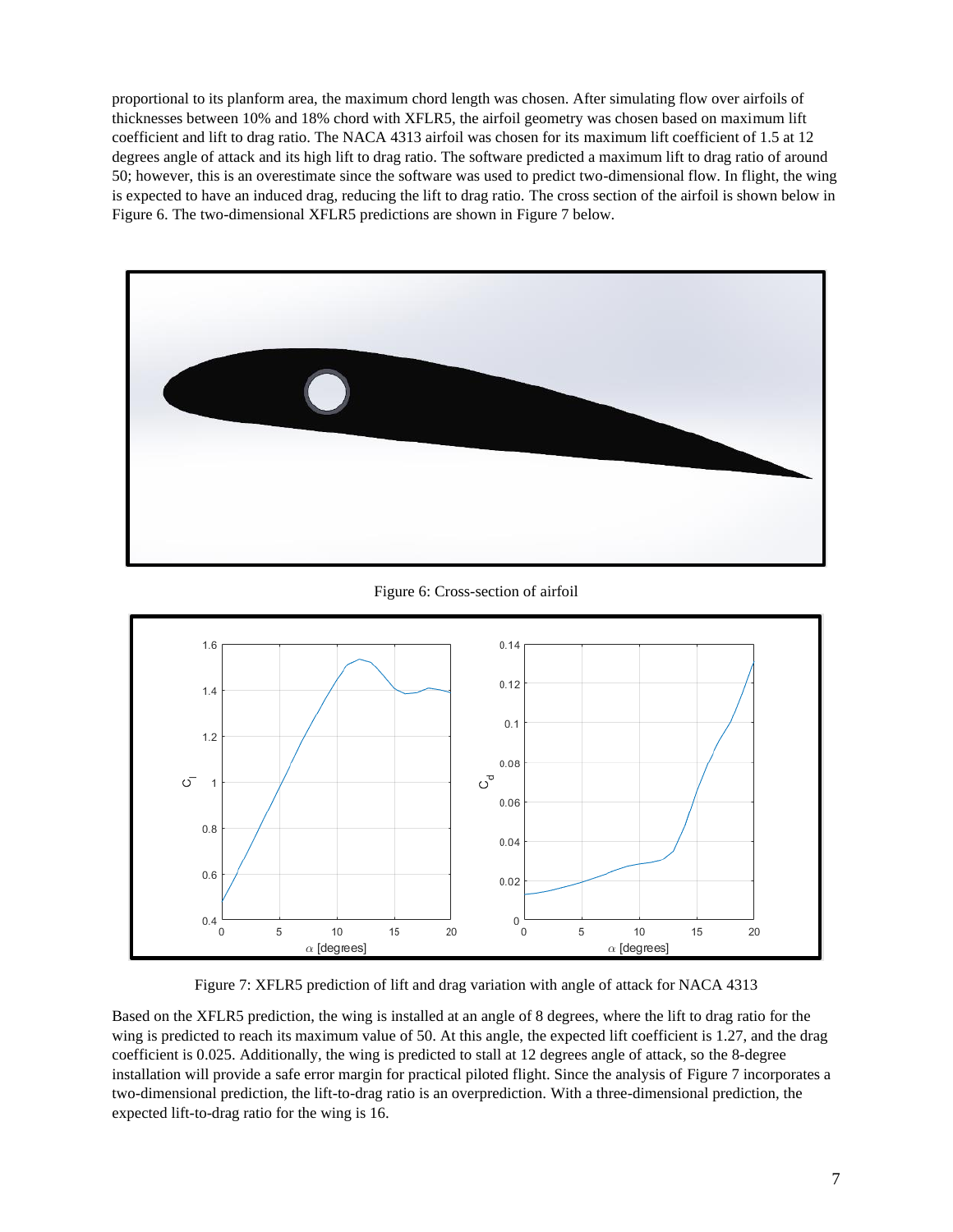proportional to its planform area, the maximum chord length was chosen. After simulating flow over airfoils of thicknesses between 10% and 18% chord with XFLR5, the airfoil geometry was chosen based on maximum lift coefficient and lift to drag ratio. The NACA 4313 airfoil was chosen for its maximum lift coefficient of 1.5 at 12 degrees angle of attack and its high lift to drag ratio. The software predicted a maximum lift to drag ratio of around 50; however, this is an overestimate since the software was used to predict two-dimensional flow. In flight, the wing is expected to have an induced drag, reducing the lift to drag ratio. The cross section of the airfoil is shown below in Figure 6. The two-dimensional XFLR5 predictions are shown in Figure 7 below.

Figure 6: Cross-section of airfoil

Figure 7: XFLR5 prediction of lift and drag variation with angle of attack for NACA 4313

Based on the XFLR5 prediction, the wing is installed at an angle of 8 degrees, where the lift to drag ratio for the wing is predicted to reach its maximum value of 50. At this angle, the expected lift coefficient is 1.27, and the drag coefficient is 0.025. Additionally, the wing is predicted to stall at 12 degrees angle of attack, so the 8-degree installation will provide a safe error margin for practical piloted flight. Since the analysis of Figure 7 incorporates a two-dimensional prediction, the lift-to-drag ratio is an overprediction. With a three-dimensional prediction, the expected lift-to-drag ratio for the wing is 16.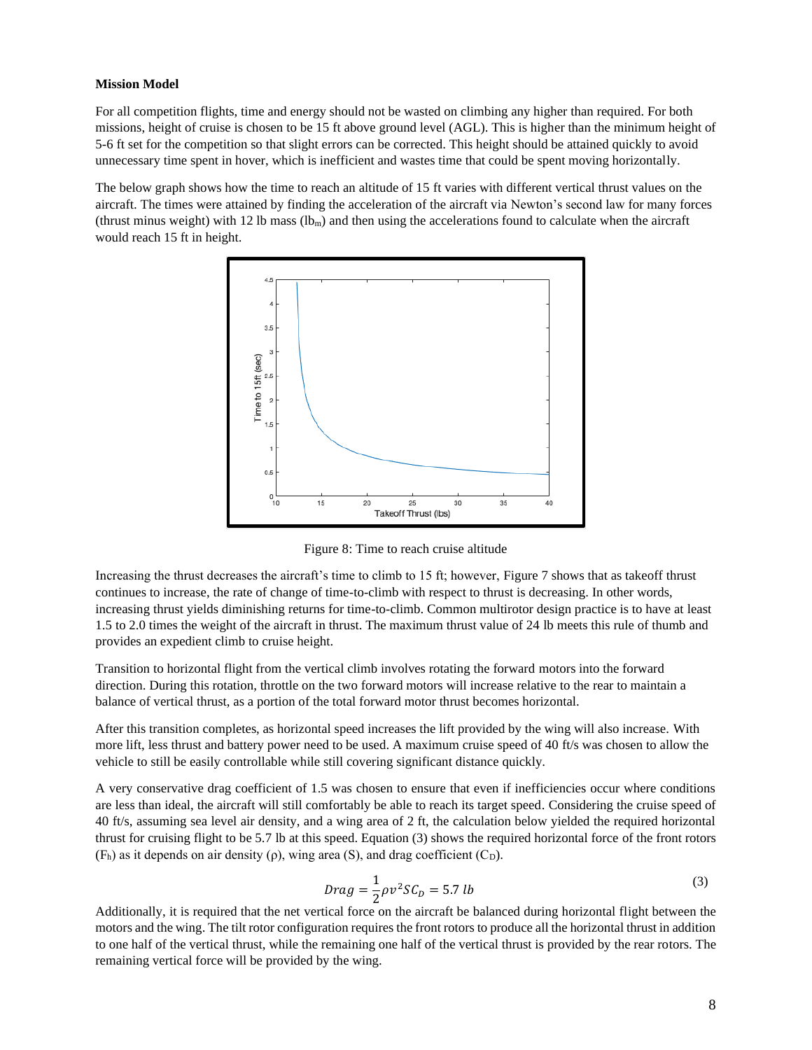**Mission Model**

For all competition flights, time and energy should not be wasted on climbing any higher than required. For both missions, height of cruise is chosen to be 15 ft above ground level (AGL). This is higher than the minimum height of 5-6 ft set for the competition so that slight errors can be corrected. This height should be attained quickly to avoid unnecessary time spent in hover, which is inefficient and wastes time that could be spent moving horizontally.

The below graph shows how the time to reach an altitude of 15 ft varies with different vertical thrust values on the aircraft. The times were attained by finding the acceleration of the aircraft via Newton's second law for many forces (thrust minus weight) with 12 lb mass ($lb_m$) and then using the accelerations found to calculate when the aircraft would reach 15 ft in height.

Figure 8: Time to reach cruise altitude

Increasing the thrust decreases the aircraft's time to climb to 15 ft; however, Figure 7 shows that as takeoff thrust continues to increase, the rate of change of time-to-climb with respect to thrust is decreasing. In other words, increasing thrust yields diminishing returns for time-to-climb. Common multirotor design practice is to have at least 1.5 to 2.0 times the weight of the aircraft in thrust. The maximum thrust value of 24 lb meets this rule of thumb and provides an expedient climb to cruise height.

Transition to horizontal flight from the vertical climb involves rotating the forward motors into the forward direction. During this rotation, throttle on the two forward motors will increase relative to the rear to maintain a balance of vertical thrust, as a portion of the total forward motor thrust becomes horizontal.

After this transition completes, as horizontal speed increases the lift provided by the wing will also increase. With more lift, less thrust and battery power need to be used. A maximum cruise speed of 40 ft/s was chosen to allow the vehicle to still be easily controllable while still covering significant distance quickly.

A very conservative drag coefficient of 1.5 was chosen to ensure that even if inefficiencies occur where conditions are less than ideal, the aircraft will still comfortably be able to reach its target speed. Considering the cruise speed of 40 ft/s, assuming sea level air density, and a wing area of 2 ft, the calculation below yielded the required horizontal thrust for cruising flight to be 5.7 lb at this speed. Equation (3) shows the required horizontal force of the front rotors ($F_h$) as it depends on air density ($\rho$), wing area ($S$), and drag coefficient ($C_D$).

$$Drag = \frac{1}{2}\rho v^2 S C_D = 5.7\ lb \tag{3}$$

Additionally, it is required that the net vertical force on the aircraft be balanced during horizontal flight between the motors and the wing. The tilt rotor configuration requires the front rotors to produce all the horizontal thrust in addition to one half of the vertical thrust, while the remaining one half of the vertical thrust is provided by the rear rotors. The remaining vertical force will be provided by the wing.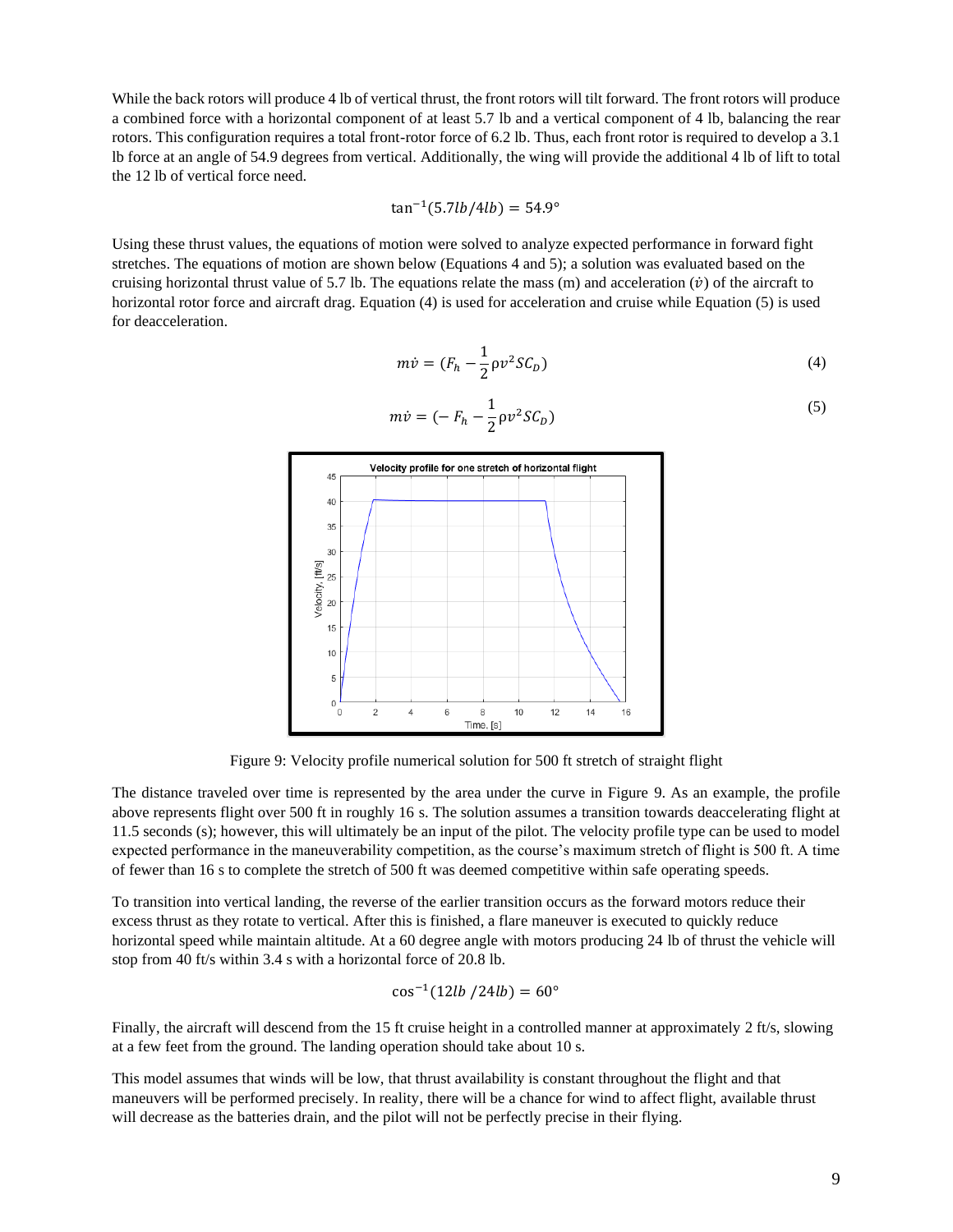While the back rotors will produce 4 lb of vertical thrust, the front rotors will tilt forward. The front rotors will produce a combined force with a horizontal component of at least 5.7 lb and a vertical component of 4 lb, balancing the rear rotors. This configuration requires a total front-rotor force of 6.2 lb. Thus, each front rotor is required to develop a 3.1 lb force at an angle of 54.9 degrees from vertical. Additionally, the wing will provide the additional 4 lb of lift to total the 12 lb of vertical force need.

$$\tan^{-1}(5.7lb/4lb) = 54.9°$$

Using these thrust values, the equations of motion were solved to analyze expected performance in forward fight stretches. The equations of motion are shown below (Equations 4 and 5); a solution was evaluated based on the cruising horizontal thrust value of 5.7 lb. The equations relate the mass (m) and acceleration ($\dot{v}$) of the aircraft to horizontal rotor force and aircraft drag. Equation (4) is used for acceleration and cruise while Equation (5) is used for deacceleration.

$$m\dot{v} = (F_h - \frac{1}{2}\rho v^2 S C_D) \tag{4}$$

$$m\dot{v} = (-F_h - \frac{1}{2}\rho v^2 S C_D) \tag{5}$$

Figure 9: Velocity profile numerical solution for 500 ft stretch of straight flight

The distance traveled over time is represented by the area under the curve in Figure 9. As an example, the profile above represents flight over 500 ft in roughly 16 s. The solution assumes a transition towards deaccelerating flight at 11.5 seconds (s); however, this will ultimately be an input of the pilot. The velocity profile type can be used to model expected performance in the maneuverability competition, as the course's maximum stretch of flight is 500 ft. A time of fewer than 16 s to complete the stretch of 500 ft was deemed competitive within safe operating speeds.

To transition into vertical landing, the reverse of the earlier transition occurs as the forward motors reduce their excess thrust as they rotate to vertical. After this is finished, a flare maneuver is executed to quickly reduce horizontal speed while maintain altitude. At a 60 degree angle with motors producing 24 lb of thrust the vehicle will stop from 40 ft/s within 3.4 s with a horizontal force of 20.8 lb.

$$\cos^{-1}(12lb / 24lb) = 60°$$

Finally, the aircraft will descend from the 15 ft cruise height in a controlled manner at approximately 2 ft/s, slowing at a few feet from the ground. The landing operation should take about 10 s.

This model assumes that winds will be low, that thrust availability is constant throughout the flight and that maneuvers will be performed precisely. In reality, there will be a chance for wind to affect flight, available thrust will decrease as the batteries drain, and the pilot will not be perfectly precise in their flying.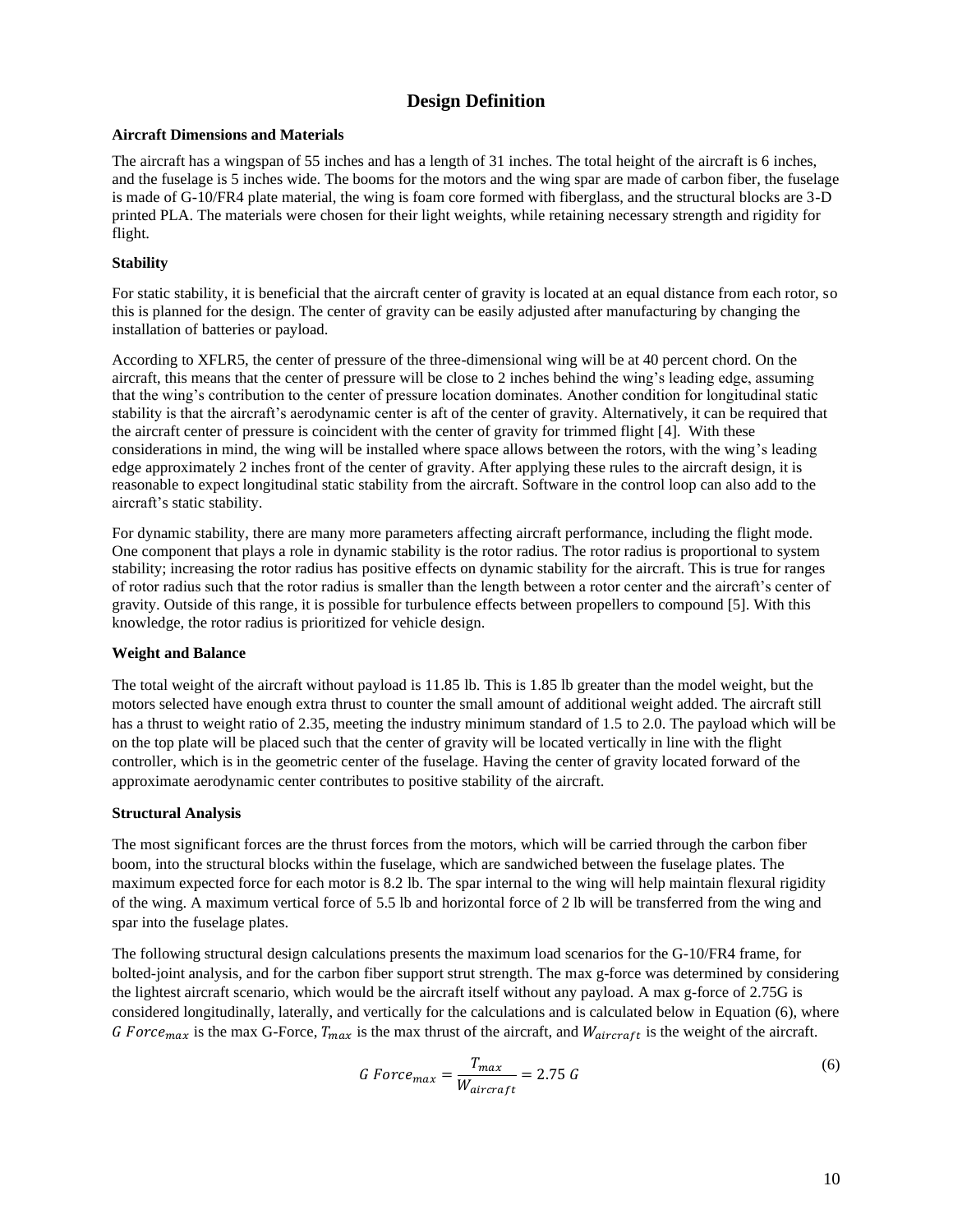## Design Definition

**Aircraft Dimensions and Materials**

The aircraft has a wingspan of 55 inches and has a length of 31 inches. The total height of the aircraft is 6 inches, and the fuselage is 5 inches wide. The booms for the motors and the wing spar are made of carbon fiber, the fuselage is made of G-10/FR4 plate material, the wing is foam core formed with fiberglass, and the structural blocks are 3-D printed PLA. The materials were chosen for their light weights, while retaining necessary strength and rigidity for flight.

**Stability**

For static stability, it is beneficial that the aircraft center of gravity is located at an equal distance from each rotor, so this is planned for the design. The center of gravity can be easily adjusted after manufacturing by changing the installation of batteries or payload.

According to XFLR5, the center of pressure of the three-dimensional wing will be at 40 percent chord. On the aircraft, this means that the center of pressure will be close to 2 inches behind the wing's leading edge, assuming that the wing's contribution to the center of pressure location dominates. Another condition for longitudinal static stability is that the aircraft's aerodynamic center is aft of the center of gravity. Alternatively, it can be required that the aircraft center of pressure is coincident with the center of gravity for trimmed flight [4]. With these considerations in mind, the wing will be installed where space allows between the rotors, with the wing's leading edge approximately 2 inches front of the center of gravity. After applying these rules to the aircraft design, it is reasonable to expect longitudinal static stability from the aircraft. Software in the control loop can also add to the aircraft's static stability.

For dynamic stability, there are many more parameters affecting aircraft performance, including the flight mode. One component that plays a role in dynamic stability is the rotor radius. The rotor radius is proportional to system stability; increasing the rotor radius has positive effects on dynamic stability for the aircraft. This is true for ranges of rotor radius such that the rotor radius is smaller than the length between a rotor center and the aircraft's center of gravity. Outside of this range, it is possible for turbulence effects between propellers to compound [5]. With this knowledge, the rotor radius is prioritized for vehicle design.

**Weight and Balance**

The total weight of the aircraft without payload is 11.85 lb. This is 1.85 lb greater than the model weight, but the motors selected have enough extra thrust to counter the small amount of additional weight added. The aircraft still has a thrust to weight ratio of 2.35, meeting the industry minimum standard of 1.5 to 2.0. The payload which will be on the top plate will be placed such that the center of gravity will be located vertically in line with the flight controller, which is in the geometric center of the fuselage. Having the center of gravity located forward of the approximate aerodynamic center contributes to positive stability of the aircraft.

**Structural Analysis**

The most significant forces are the thrust forces from the motors, which will be carried through the carbon fiber boom, into the structural blocks within the fuselage, which are sandwiched between the fuselage plates. The maximum expected force for each motor is 8.2 lb. The spar internal to the wing will help maintain flexural rigidity of the wing. A maximum vertical force of 5.5 lb and horizontal force of 2 lb will be transferred from the wing and spar into the fuselage plates.

The following structural design calculations presents the maximum load scenarios for the G-10/FR4 frame, for bolted-joint analysis, and for the carbon fiber support strut strength. The max g-force was determined by considering the lightest aircraft scenario, which would be the aircraft itself without any payload. A max g-force of 2.75G is considered longitudinally, laterally, and vertically for the calculations and is calculated below in Equation (6), where $G\ Force_{max}$ is the max G-Force, $T_{max}$ is the max thrust of the aircraft, and $W_{aircraft}$ is the weight of the aircraft.

$$G\ Force_{max} = \frac{T_{max}}{W_{aircraft}} = 2.75\ G \tag{6}$$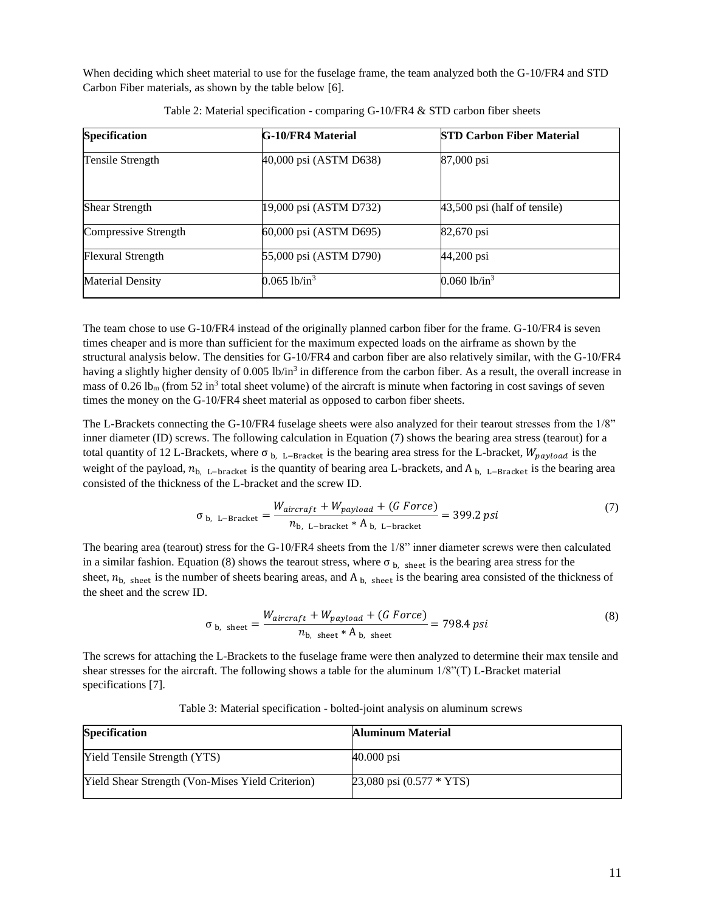When deciding which sheet material to use for the fuselage frame, the team analyzed both the G-10/FR4 and STD Carbon Fiber materials, as shown by the table below [6].

Table 2: Material specification - comparing G-10/FR4 & STD carbon fiber sheets

| Specification | G-10/FR4 Material | STD Carbon Fiber Material |
| --- | --- | --- |
| Tensile Strength | 40,000 psi (ASTM D638) | 87,000 psi |
| Shear Strength | 19,000 psi (ASTM D732) | 43,500 psi (half of tensile) |
| Compressive Strength | 60,000 psi (ASTM D695) | 82,670 psi |
| Flexural Strength | 55,000 psi (ASTM D790) | 44,200 psi |
| Material Density | 0.065 lb/in$^3$ | 0.060 lb/in$^3$ |

The team chose to use G-10/FR4 instead of the originally planned carbon fiber for the frame. G-10/FR4 is seven times cheaper and is more than sufficient for the maximum expected loads on the airframe as shown by the structural analysis below. The densities for G-10/FR4 and carbon fiber are also relatively similar, with the G-10/FR4 having a slightly higher density of 0.005 lb/in$^3$ in difference from the carbon fiber. As a result, the overall increase in mass of 0.26 lb$_m$ (from 52 in$^3$ total sheet volume) of the aircraft is minute when factoring in cost savings of seven times the money on the G-10/FR4 sheet material as opposed to carbon fiber sheets.

The L-Brackets connecting the G-10/FR4 fuselage sheets were also analyzed for their tearout stresses from the 1/8" inner diameter (ID) screws. The following calculation in Equation (7) shows the bearing area stress (tearout) for a total quantity of 12 L-Brackets, where $\sigma_{\text{b, L-Bracket}}$ is the bearing area stress for the L-bracket, $W_{payload}$ is the weight of the payload, $n_{\text{b, L-bracket}}$ is the quantity of bearing area L-brackets, and $A_{\text{b, L-Bracket}}$ is the bearing area consisted of the thickness of the L-bracket and the screw ID.

$$\sigma_{\text{b, L-Bracket}} = \frac{W_{aircraft} + W_{payload} + (G\ Force)}{n_{\text{b, L-bracket}} * A_{\text{b, L-bracket}}} = 399.2\ psi \tag{7}$$

The bearing area (tearout) stress for the G-10/FR4 sheets from the 1/8" inner diameter screws were then calculated in a similar fashion. Equation (8) shows the tearout stress, where $\sigma_{\text{b, sheet}}$ is the bearing area stress for the sheet, $n_{\text{b, sheet}}$ is the number of sheets bearing areas, and $A_{\text{b, sheet}}$ is the bearing area consisted of the thickness of the sheet and the screw ID.

$$\sigma_{\text{b, sheet}} = \frac{W_{aircraft} + W_{payload} + (G\ Force)}{n_{\text{b, sheet}} * A_{\text{b, sheet}}} = 798.4\ psi \tag{8}$$

The screws for attaching the L-Brackets to the fuselage frame were then analyzed to determine their max tensile and shear stresses for the aircraft. The following shows a table for the aluminum 1/8"(T) L-Bracket material specifications [7].

Table 3: Material specification - bolted-joint analysis on aluminum screws

| Specification | Aluminum Material |
| --- | --- |
| Yield Tensile Strength (YTS) | 40.000 psi |
| Yield Shear Strength (Von-Mises Yield Criterion) | 23,080 psi (0.577 * YTS) |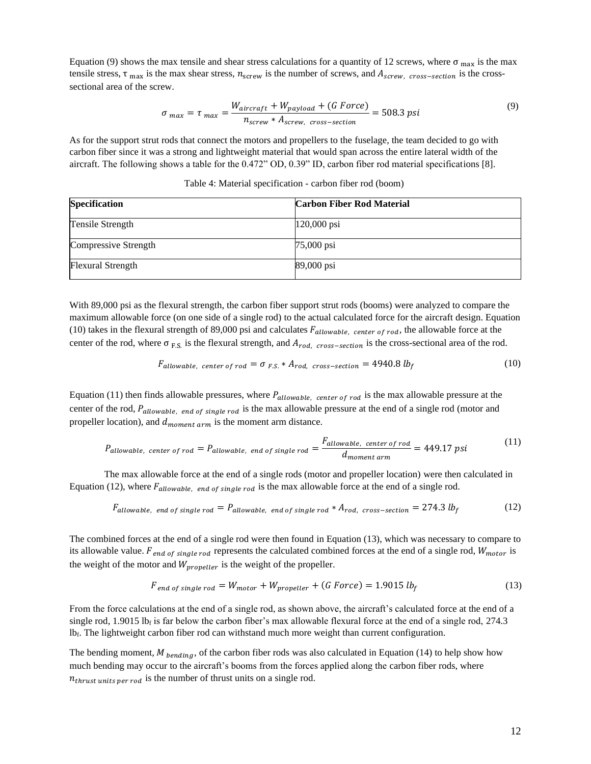Equation (9) shows the max tensile and shear stress calculations for a quantity of 12 screws, where $\sigma_{\max}$ is the max tensile stress, $\tau_{\max}$ is the max shear stress, $n_{\text{screw}}$ is the number of screws, and $A_{screw,\ cross-section}$ is the cross-sectional area of the screw.

$$\sigma_{max} = \tau_{max} = \frac{W_{aircraft} + W_{payload} + (G\ Force)}{n_{screw} * A_{screw,\ cross-section}} = 508.3\ psi \tag{9}$$

As for the support strut rods that connect the motors and propellers to the fuselage, the team decided to go with carbon fiber since it was a strong and lightweight material that would span across the entire lateral width of the aircraft. The following shows a table for the 0.472" OD, 0.39" ID, carbon fiber rod material specifications [8].

Table 4: Material specification - carbon fiber rod (boom)

| **Specification** | **Carbon Fiber Rod Material** |
|---|---|
| Tensile Strength | 120,000 psi |
| Compressive Strength | 75,000 psi |
| Flexural Strength | 89,000 psi |

With 89,000 psi as the flexural strength, the carbon fiber support strut rods (booms) were analyzed to compare the maximum allowable force (on one side of a single rod) to the actual calculated force for the aircraft design. Equation (10) takes in the flexural strength of 89,000 psi and calculates $F_{allowable,\ center\ of\ rod}$, the allowable force at the center of the rod, where $\sigma_{F.S.}$ is the flexural strength, and $A_{rod,\ cross-section}$ is the cross-sectional area of the rod.

$$F_{allowable,\ center\ of\ rod} = \sigma_{F.S.} * A_{rod,\ cross-section} = 4940.8\ lb_f \tag{10}$$

Equation (11) then finds allowable pressures, where $P_{allowable,\ center\ of\ rod}$ is the max allowable pressure at the center of the rod, $P_{allowable,\ end\ of\ single\ rod}$ is the max allowable pressure at the end of a single rod (motor and propeller location), and $d_{moment\ arm}$ is the moment arm distance.

$$P_{allowable,\ center\ of\ rod} = P_{allowable,\ end\ of\ single\ rod} = \frac{F_{allowable,\ center\ of\ rod}}{d_{moment\ arm}} = 449.17\ psi \tag{11}$$

The max allowable force at the end of a single rods (motor and propeller location) were then calculated in Equation (12), where $F_{allowable,\ end\ of\ single\ rod}$ is the max allowable force at the end of a single rod.

$$F_{allowable,\ end\ of\ single\ rod} = P_{allowable,\ end\ of\ single\ rod} * A_{rod,\ cross-section} = 274.3\ lb_f \tag{12}$$

The combined forces at the end of a single rod were then found in Equation (13), which was necessary to compare to its allowable value. $F_{end\ of\ single\ rod}$ represents the calculated combined forces at the end of a single rod, $W_{motor}$ is the weight of the motor and $W_{propeller}$ is the weight of the propeller.

$$F_{end\ of\ single\ rod} = W_{motor} + W_{propeller} + (G\ Force) = 1.9015\ lb_f \tag{13}$$

From the force calculations at the end of a single rod, as shown above, the aircraft's calculated force at the end of a single rod, 1.9015 $lb_f$ is far below the carbon fiber's max allowable flexural force at the end of a single rod, 274.3 $lb_f$. The lightweight carbon fiber rod can withstand much more weight than current configuration.

The bending moment, $M_{bending}$, of the carbon fiber rods was also calculated in Equation (14) to help show how much bending may occur to the aircraft's booms from the forces applied along the carbon fiber rods, where $n_{thrust\ units\ per\ rod}$ is the number of thrust units on a single rod.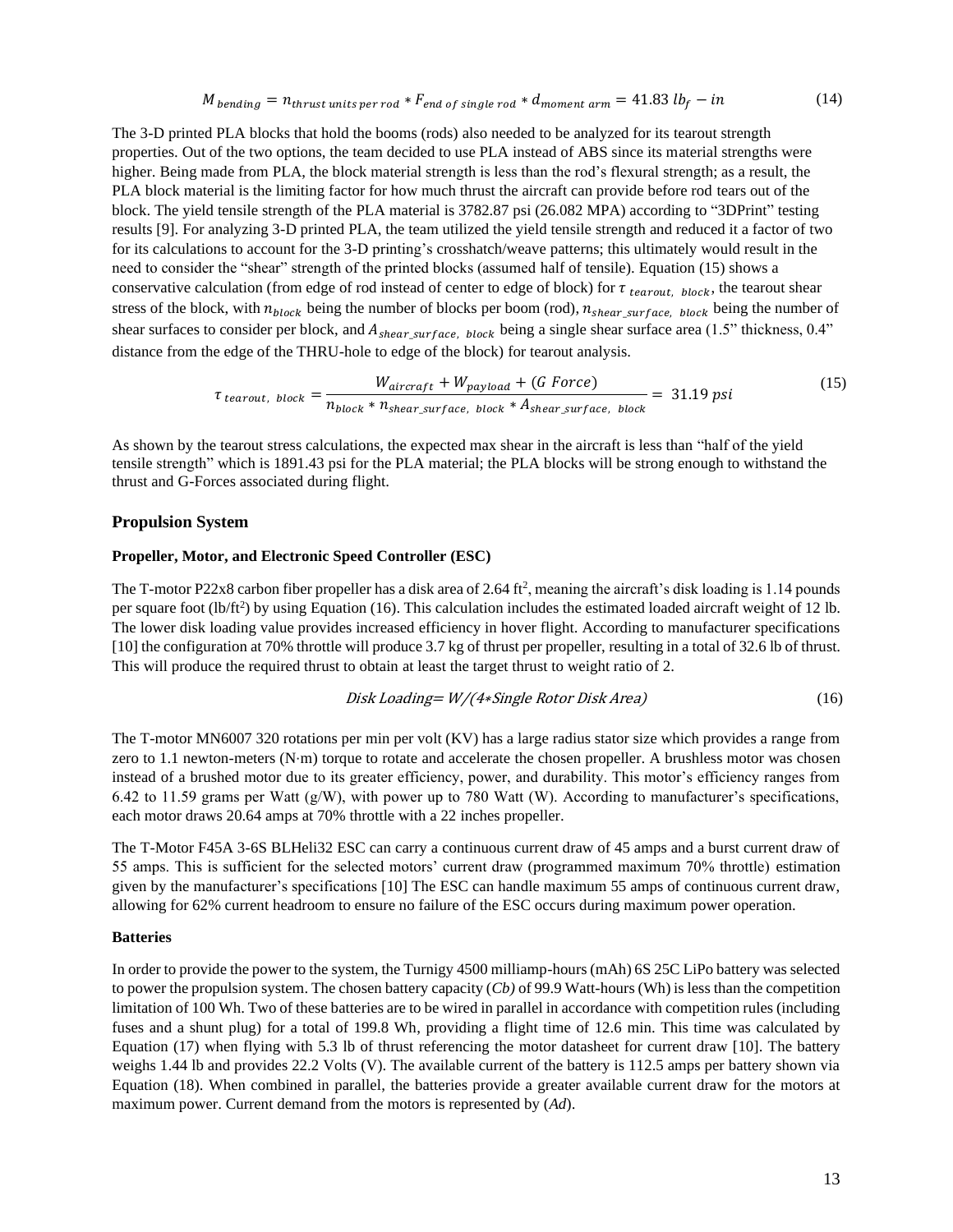$$M_{bending} = n_{thrust\ units\ per\ rod} * F_{end\ of\ single\ rod} * d_{moment\ arm} = 41.83\ lb_f - in \tag{14}$$

The 3-D printed PLA blocks that hold the booms (rods) also needed to be analyzed for its tearout strength properties. Out of the two options, the team decided to use PLA instead of ABS since its material strengths were higher. Being made from PLA, the block material strength is less than the rod's flexural strength; as a result, the PLA block material is the limiting factor for how much thrust the aircraft can provide before rod tears out of the block. The yield tensile strength of the PLA material is 3782.87 psi (26.082 MPA) according to "3DPrint" testing results [9]. For analyzing 3-D printed PLA, the team utilized the yield tensile strength and reduced it a factor of two for its calculations to account for the 3-D printing's crosshatch/weave patterns; this ultimately would result in the need to consider the "shear" strength of the printed blocks (assumed half of tensile). Equation (15) shows a conservative calculation (from edge of rod instead of center to edge of block) for $\tau_{tearout,\ block}$, the tearout shear stress of the block, with $n_{block}$ being the number of blocks per boom (rod), $n_{shear\_surface,\ block}$ being the number of shear surfaces to consider per block, and $A_{shear\_surface,\ block}$ being a single shear surface area (1.5" thickness, 0.4" distance from the edge of the THRU-hole to edge of the block) for tearout analysis.

$$\tau_{tearout,\ block} = \frac{W_{aircraft} + W_{payload} + (G\ Force)}{n_{block} * n_{shear\_surface,\ block} * A_{shear\_surface,\ block}} = 31.19\ psi \tag{15}$$

As shown by the tearout stress calculations, the expected max shear in the aircraft is less than "half of the yield tensile strength" which is 1891.43 psi for the PLA material; the PLA blocks will be strong enough to withstand the thrust and G-Forces associated during flight.

## Propulsion System

### Propeller, Motor, and Electronic Speed Controller (ESC)

The T-motor P22x8 carbon fiber propeller has a disk area of 2.64 ft$^2$, meaning the aircraft's disk loading is 1.14 pounds per square foot (lb/ft$^2$) by using Equation (16). This calculation includes the estimated loaded aircraft weight of 12 lb. The lower disk loading value provides increased efficiency in hover flight. According to manufacturer specifications [10] the configuration at 70% throttle will produce 3.7 kg of thrust per propeller, resulting in a total of 32.6 lb of thrust. This will produce the required thrust to obtain at least the target thrust to weight ratio of 2.

$$Disk\ Loading = W/(4*Single\ Rotor\ Disk\ Area) \tag{16}$$

The T-motor MN6007 320 rotations per min per volt (KV) has a large radius stator size which provides a range from zero to 1.1 newton-meters (N·m) torque to rotate and accelerate the chosen propeller. A brushless motor was chosen instead of a brushed motor due to its greater efficiency, power, and durability. This motor's efficiency ranges from 6.42 to 11.59 grams per Watt (g/W), with power up to 780 Watt (W). According to manufacturer's specifications, each motor draws 20.64 amps at 70% throttle with a 22 inches propeller.

The T-Motor F45A 3-6S BLHeli32 ESC can carry a continuous current draw of 45 amps and a burst current draw of 55 amps. This is sufficient for the selected motors' current draw (programmed maximum 70% throttle) estimation given by the manufacturer's specifications [10] The ESC can handle maximum 55 amps of continuous current draw, allowing for 62% current headroom to ensure no failure of the ESC occurs during maximum power operation.

### Batteries

In order to provide the power to the system, the Turnigy 4500 milliamp-hours (mAh) 6S 25C LiPo battery was selected to power the propulsion system. The chosen battery capacity (*Cb)* of 99.9 Watt-hours (Wh) is less than the competition limitation of 100 Wh. Two of these batteries are to be wired in parallel in accordance with competition rules (including fuses and a shunt plug) for a total of 199.8 Wh, providing a flight time of 12.6 min. This time was calculated by Equation (17) when flying with 5.3 lb of thrust referencing the motor datasheet for current draw [10]. The battery weighs 1.44 lb and provides 22.2 Volts (V). The available current of the battery is 112.5 amps per battery shown via Equation (18). When combined in parallel, the batteries provide a greater available current draw for the motors at maximum power. Current demand from the motors is represented by (*Ad*).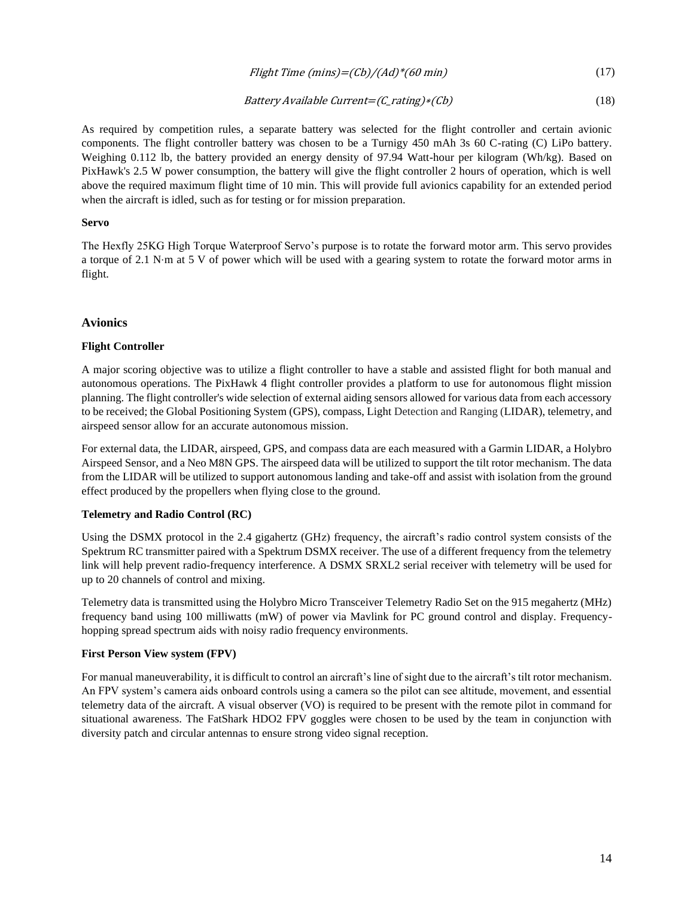$$Flight\ Time\ (mins)=(Cb)/(Ad)*(60\ min) \tag{17}$$

$$Battery\ Available\ Current=(C\_rating)*(Cb) \tag{18}$$

As required by competition rules, a separate battery was selected for the flight controller and certain avionic components. The flight controller battery was chosen to be a Turnigy 450 mAh 3s 60 C-rating (C) LiPo battery. Weighing 0.112 lb, the battery provided an energy density of 97.94 Watt-hour per kilogram (Wh/kg). Based on PixHawk's 2.5 W power consumption, the battery will give the flight controller 2 hours of operation, which is well above the required maximum flight time of 10 min. This will provide full avionics capability for an extended period when the aircraft is idled, such as for testing or for mission preparation.

**Servo**

The Hexfly 25KG High Torque Waterproof Servo's purpose is to rotate the forward motor arm. This servo provides a torque of 2.1 N·m at 5 V of power which will be used with a gearing system to rotate the forward motor arms in flight.

## Avionics

**Flight Controller**

A major scoring objective was to utilize a flight controller to have a stable and assisted flight for both manual and autonomous operations. The PixHawk 4 flight controller provides a platform to use for autonomous flight mission planning. The flight controller's wide selection of external aiding sensors allowed for various data from each accessory to be received; the Global Positioning System (GPS), compass, Light Detection and Ranging (LIDAR), telemetry, and airspeed sensor allow for an accurate autonomous mission.

For external data, the LIDAR, airspeed, GPS, and compass data are each measured with a Garmin LIDAR, a Holybro Airspeed Sensor, and a Neo M8N GPS. The airspeed data will be utilized to support the tilt rotor mechanism. The data from the LIDAR will be utilized to support autonomous landing and take-off and assist with isolation from the ground effect produced by the propellers when flying close to the ground.

**Telemetry and Radio Control (RC)**

Using the DSMX protocol in the 2.4 gigahertz (GHz) frequency, the aircraft's radio control system consists of the Spektrum RC transmitter paired with a Spektrum DSMX receiver. The use of a different frequency from the telemetry link will help prevent radio-frequency interference. A DSMX SRXL2 serial receiver with telemetry will be used for up to 20 channels of control and mixing.

Telemetry data is transmitted using the Holybro Micro Transceiver Telemetry Radio Set on the 915 megahertz (MHz) frequency band using 100 milliwatts (mW) of power via Mavlink for PC ground control and display. Frequency-hopping spread spectrum aids with noisy radio frequency environments.

**First Person View system (FPV)**

For manual maneuverability, it is difficult to control an aircraft's line of sight due to the aircraft's tilt rotor mechanism. An FPV system's camera aids onboard controls using a camera so the pilot can see altitude, movement, and essential telemetry data of the aircraft. A visual observer (VO) is required to be present with the remote pilot in command for situational awareness. The FatShark HDO2 FPV goggles were chosen to be used by the team in conjunction with diversity patch and circular antennas to ensure strong video signal reception.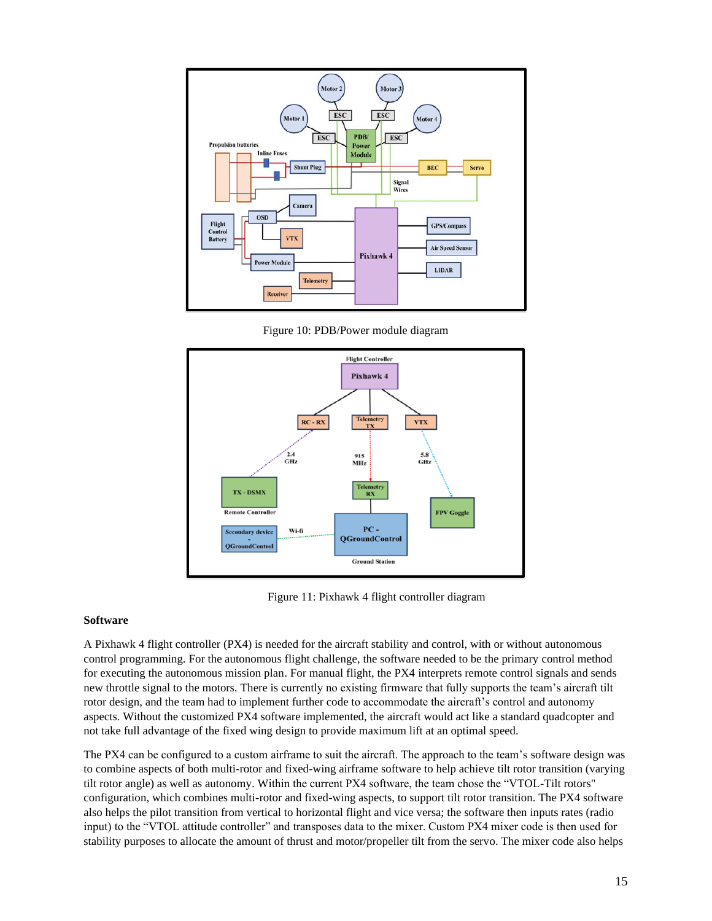Figure 10: PDB/Power module diagram

Figure 11: Pixhawk 4 flight controller diagram

**Software**

A Pixhawk 4 flight controller (PX4) is needed for the aircraft stability and control, with or without autonomous control programming. For the autonomous flight challenge, the software needed to be the primary control method for executing the autonomous mission plan. For manual flight, the PX4 interprets remote control signals and sends new throttle signal to the motors. There is currently no existing firmware that fully supports the team's aircraft tilt rotor design, and the team had to implement further code to accommodate the aircraft's control and autonomy aspects. Without the customized PX4 software implemented, the aircraft would act like a standard quadcopter and not take full advantage of the fixed wing design to provide maximum lift at an optimal speed.

The PX4 can be configured to a custom airframe to suit the aircraft. The approach to the team's software design was to combine aspects of both multi-rotor and fixed-wing airframe software to help achieve tilt rotor transition (varying tilt rotor angle) as well as autonomy. Within the current PX4 software, the team chose the "VTOL-Tilt rotors" configuration, which combines multi-rotor and fixed-wing aspects, to support tilt rotor transition. The PX4 software also helps the pilot transition from vertical to horizontal flight and vice versa; the software then inputs rates (radio input) to the "VTOL attitude controller" and transposes data to the mixer. Custom PX4 mixer code is then used for stability purposes to allocate the amount of thrust and motor/propeller tilt from the servo. The mixer code also helps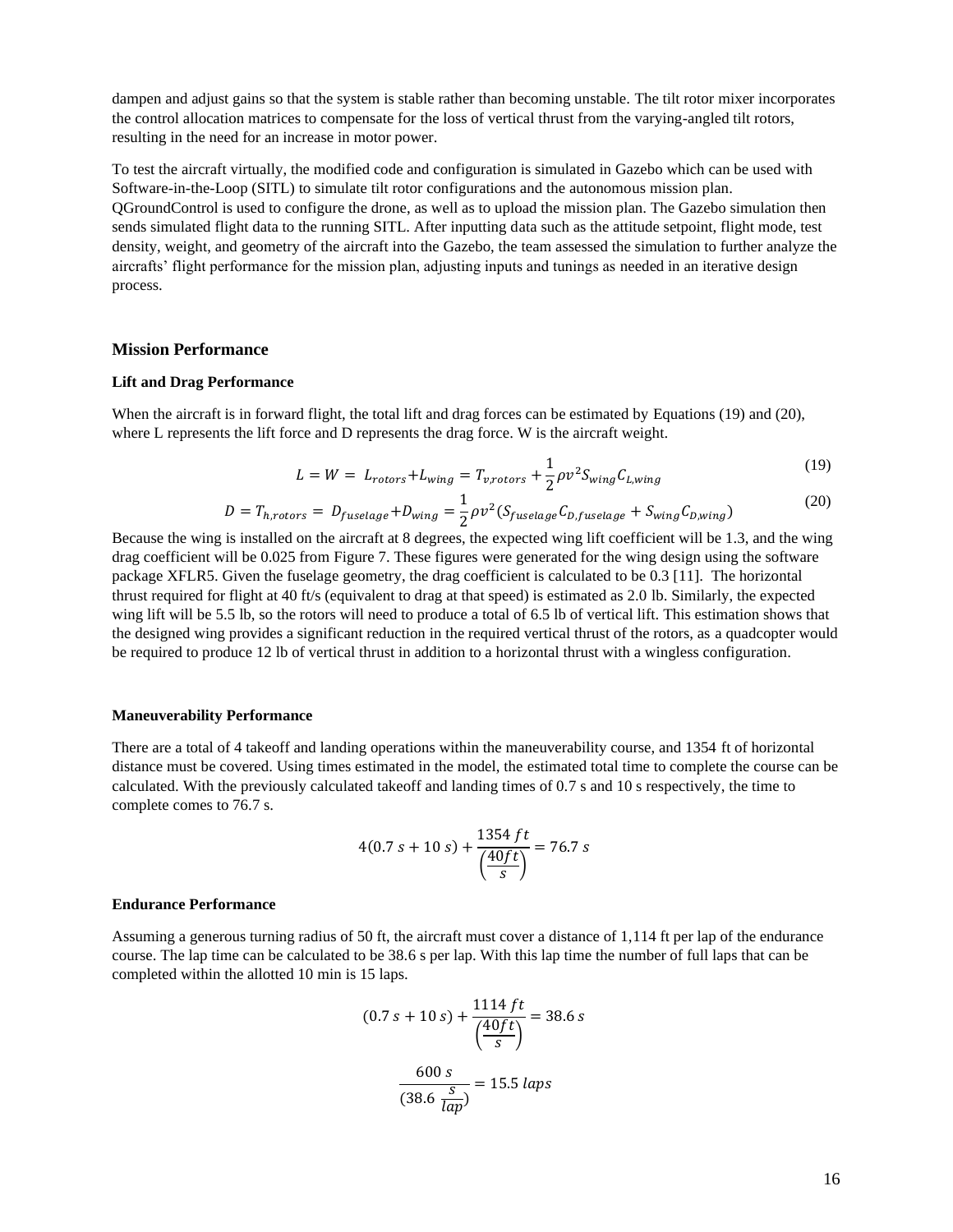dampen and adjust gains so that the system is stable rather than becoming unstable. The tilt rotor mixer incorporates the control allocation matrices to compensate for the loss of vertical thrust from the varying-angled tilt rotors, resulting in the need for an increase in motor power.

To test the aircraft virtually, the modified code and configuration is simulated in Gazebo which can be used with Software-in-the-Loop (SITL) to simulate tilt rotor configurations and the autonomous mission plan. QGroundControl is used to configure the drone, as well as to upload the mission plan. The Gazebo simulation then sends simulated flight data to the running SITL. After inputting data such as the attitude setpoint, flight mode, test density, weight, and geometry of the aircraft into the Gazebo, the team assessed the simulation to further analyze the aircrafts' flight performance for the mission plan, adjusting inputs and tunings as needed in an iterative design process.

## Mission Performance

### Lift and Drag Performance

When the aircraft is in forward flight, the total lift and drag forces can be estimated by Equations (19) and (20), where L represents the lift force and D represents the drag force. W is the aircraft weight.

$$L = W = L_{rotors} + L_{wing} = T_{v,rotors} + \frac{1}{2}\rho v^2 S_{wing} C_{L,wing} \tag{19}$$

$$D = T_{h,rotors} = D_{fuselage} + D_{wing} = \frac{1}{2}\rho v^2 (S_{fuselage} C_{D,fuselage} + S_{wing} C_{D,wing}) \tag{20}$$

Because the wing is installed on the aircraft at 8 degrees, the expected wing lift coefficient will be 1.3, and the wing drag coefficient will be 0.025 from Figure 7. These figures were generated for the wing design using the software package XFLR5. Given the fuselage geometry, the drag coefficient is calculated to be 0.3 [11]. The horizontal thrust required for flight at 40 ft/s (equivalent to drag at that speed) is estimated as 2.0 lb. Similarly, the expected wing lift will be 5.5 lb, so the rotors will need to produce a total of 6.5 lb of vertical lift. This estimation shows that the designed wing provides a significant reduction in the required vertical thrust of the rotors, as a quadcopter would be required to produce 12 lb of vertical thrust in addition to a horizontal thrust with a wingless configuration.

### Maneuverability Performance

There are a total of 4 takeoff and landing operations within the maneuverability course, and 1354 ft of horizontal distance must be covered. Using times estimated in the model, the estimated total time to complete the course can be calculated. With the previously calculated takeoff and landing times of 0.7 s and 10 s respectively, the time to complete comes to 76.7 s.

$$4(0.7\ s + 10\ s) + \frac{1354\ ft}{\left(\frac{40 ft}{s}\right)} = 76.7\ s$$

### Endurance Performance

Assuming a generous turning radius of 50 ft, the aircraft must cover a distance of 1,114 ft per lap of the endurance course. The lap time can be calculated to be 38.6 s per lap. With this lap time the number of full laps that can be completed within the allotted 10 min is 15 laps.

$$(0.7\ s + 10\ s) + \frac{1114\ ft}{\left(\frac{40 ft}{s}\right)} = 38.6\ s$$

$$\frac{600\ s}{(38.6\ \frac{s}{lap})} = 15.5\ laps$$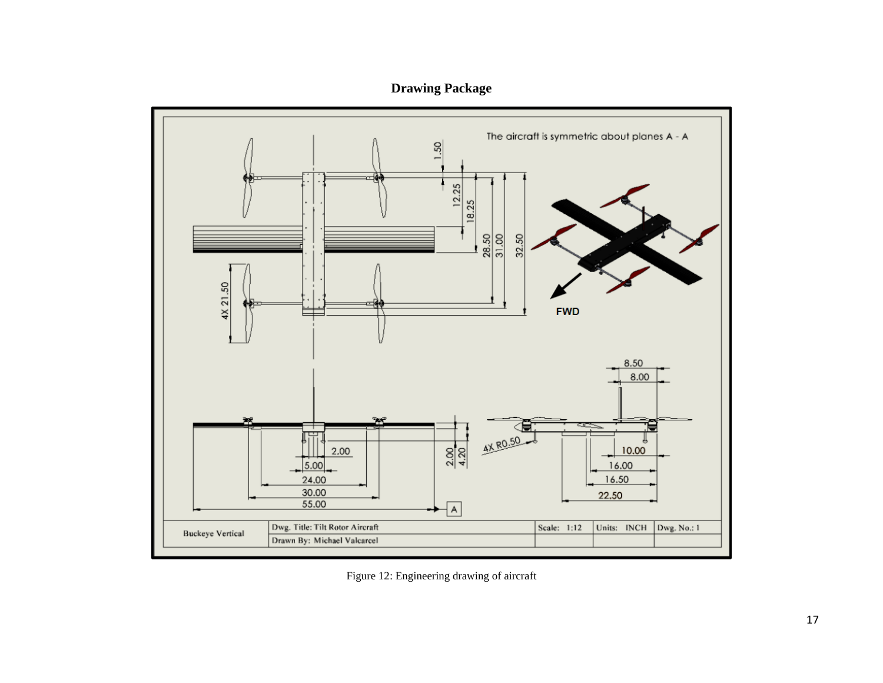## Drawing Package

Figure 12: Engineering drawing of aircraft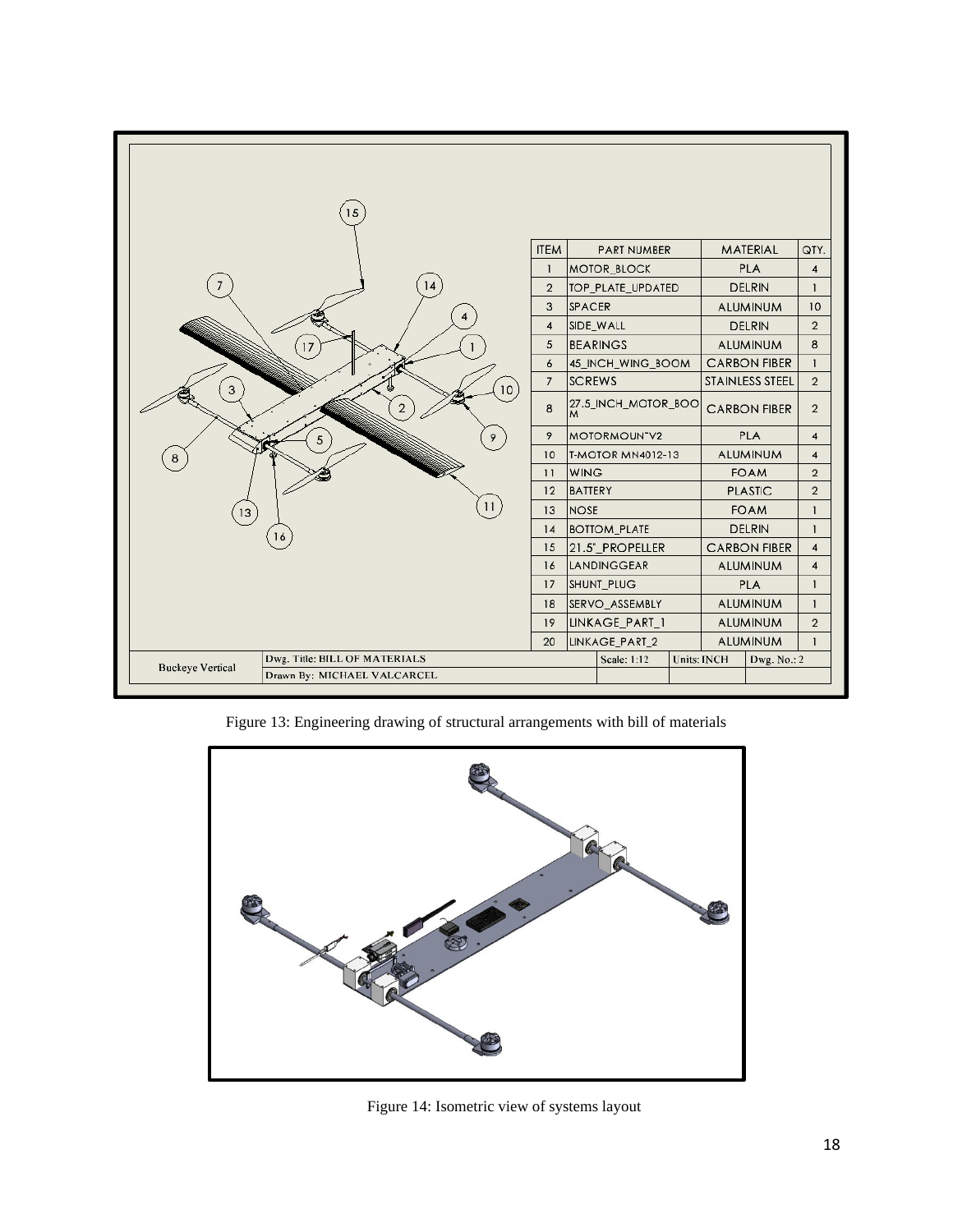| ITEM | PART NUMBER | MATERIAL | QTY. |
|---|---|---|---|
| 1 | MOTOR_BLOCK | PLA | 4 |
| 2 | TOP_PLATE_UPDATED | DELRIN | 1 |
| 3 | SPACER | ALUMINUM | 10 |
| 4 | SIDE_WALL | DELRIN | 2 |
| 5 | BEARINGS | ALUMINUM | 8 |
| 6 | 45_INCH_WING_BOOM | CARBON FIBER | 1 |
| 7 | SCREWS | STAINLESS STEEL | 2 |
| 8 | 27.5_INCH_MOTOR_BOOM | CARBON FIBER | 2 |
| 9 | MOTORMOUNTV2 | PLA | 4 |
| 10 | T-MOTOR MN4012-13 | ALUMINUM | 4 |
| 11 | WING | FOAM | 2 |
| 12 | BATTERY | PLASTIC | 2 |
| 13 | NOSE | FOAM | 1 |
| 14 | BOTTOM_PLATE | DELRIN | 1 |
| 15 | 21.5"_PROPELLER | CARBON FIBER | 4 |
| 16 | LANDINGGEAR | ALUMINUM | 4 |
| 17 | SHUNT_PLUG | PLA | 1 |
| 18 | SERVO_ASSEMBLY | ALUMINUM | 1 |
| 19 | LINKAGE_PART_1 | ALUMINUM | 2 |
| 20 | LINKAGE_PART_2 | ALUMINUM | 1 |

| Buckeye Vertical | Dwg. Title: BILL OF MATERIALS | Scale: 1:12 | Units: INCH | Dwg. No.: 2 |
|---|---|---|---|---|
| | Drawn By: MICHAEL VALCARCEL | | | |

Figure 13: Engineering drawing of structural arrangements with bill of materials

Figure 14: Isometric view of systems layout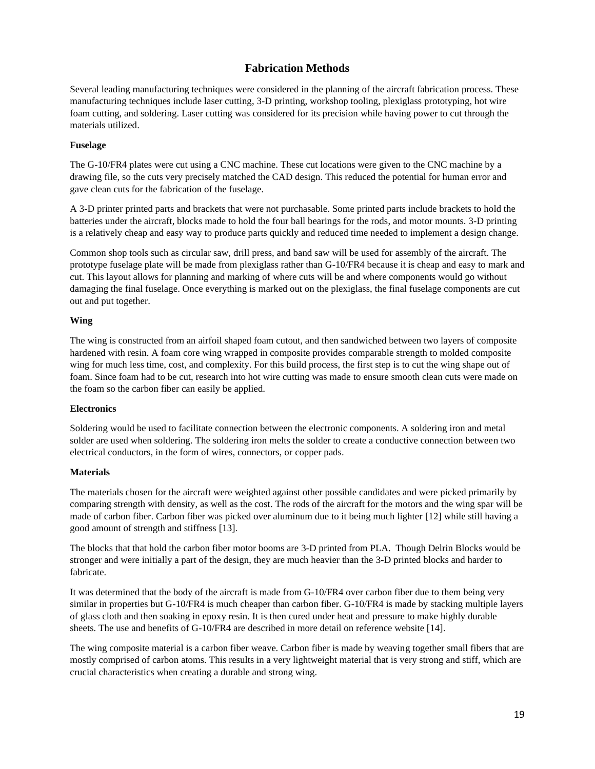## Fabrication Methods

Several leading manufacturing techniques were considered in the planning of the aircraft fabrication process. These manufacturing techniques include laser cutting, 3-D printing, workshop tooling, plexiglass prototyping, hot wire foam cutting, and soldering. Laser cutting was considered for its precision while having power to cut through the materials utilized.

**Fuselage**

The G-10/FR4 plates were cut using a CNC machine. These cut locations were given to the CNC machine by a drawing file, so the cuts very precisely matched the CAD design. This reduced the potential for human error and gave clean cuts for the fabrication of the fuselage.

A 3-D printer printed parts and brackets that were not purchasable. Some printed parts include brackets to hold the batteries under the aircraft, blocks made to hold the four ball bearings for the rods, and motor mounts. 3-D printing is a relatively cheap and easy way to produce parts quickly and reduced time needed to implement a design change.

Common shop tools such as circular saw, drill press, and band saw will be used for assembly of the aircraft. The prototype fuselage plate will be made from plexiglass rather than G-10/FR4 because it is cheap and easy to mark and cut. This layout allows for planning and marking of where cuts will be and where components would go without damaging the final fuselage. Once everything is marked out on the plexiglass, the final fuselage components are cut out and put together.

**Wing**

The wing is constructed from an airfoil shaped foam cutout, and then sandwiched between two layers of composite hardened with resin. A foam core wing wrapped in composite provides comparable strength to molded composite wing for much less time, cost, and complexity. For this build process, the first step is to cut the wing shape out of foam. Since foam had to be cut, research into hot wire cutting was made to ensure smooth clean cuts were made on the foam so the carbon fiber can easily be applied.

**Electronics**

Soldering would be used to facilitate connection between the electronic components. A soldering iron and metal solder are used when soldering. The soldering iron melts the solder to create a conductive connection between two electrical conductors, in the form of wires, connectors, or copper pads.

**Materials**

The materials chosen for the aircraft were weighted against other possible candidates and were picked primarily by comparing strength with density, as well as the cost. The rods of the aircraft for the motors and the wing spar will be made of carbon fiber. Carbon fiber was picked over aluminum due to it being much lighter [12] while still having a good amount of strength and stiffness [13].

The blocks that that hold the carbon fiber motor booms are 3-D printed from PLA. Though Delrin Blocks would be stronger and were initially a part of the design, they are much heavier than the 3-D printed blocks and harder to fabricate.

It was determined that the body of the aircraft is made from G-10/FR4 over carbon fiber due to them being very similar in properties but G-10/FR4 is much cheaper than carbon fiber. G-10/FR4 is made by stacking multiple layers of glass cloth and then soaking in epoxy resin. It is then cured under heat and pressure to make highly durable sheets. The use and benefits of G-10/FR4 are described in more detail on reference website [14].

The wing composite material is a carbon fiber weave. Carbon fiber is made by weaving together small fibers that are mostly comprised of carbon atoms. This results in a very lightweight material that is very strong and stiff, which are crucial characteristics when creating a durable and strong wing.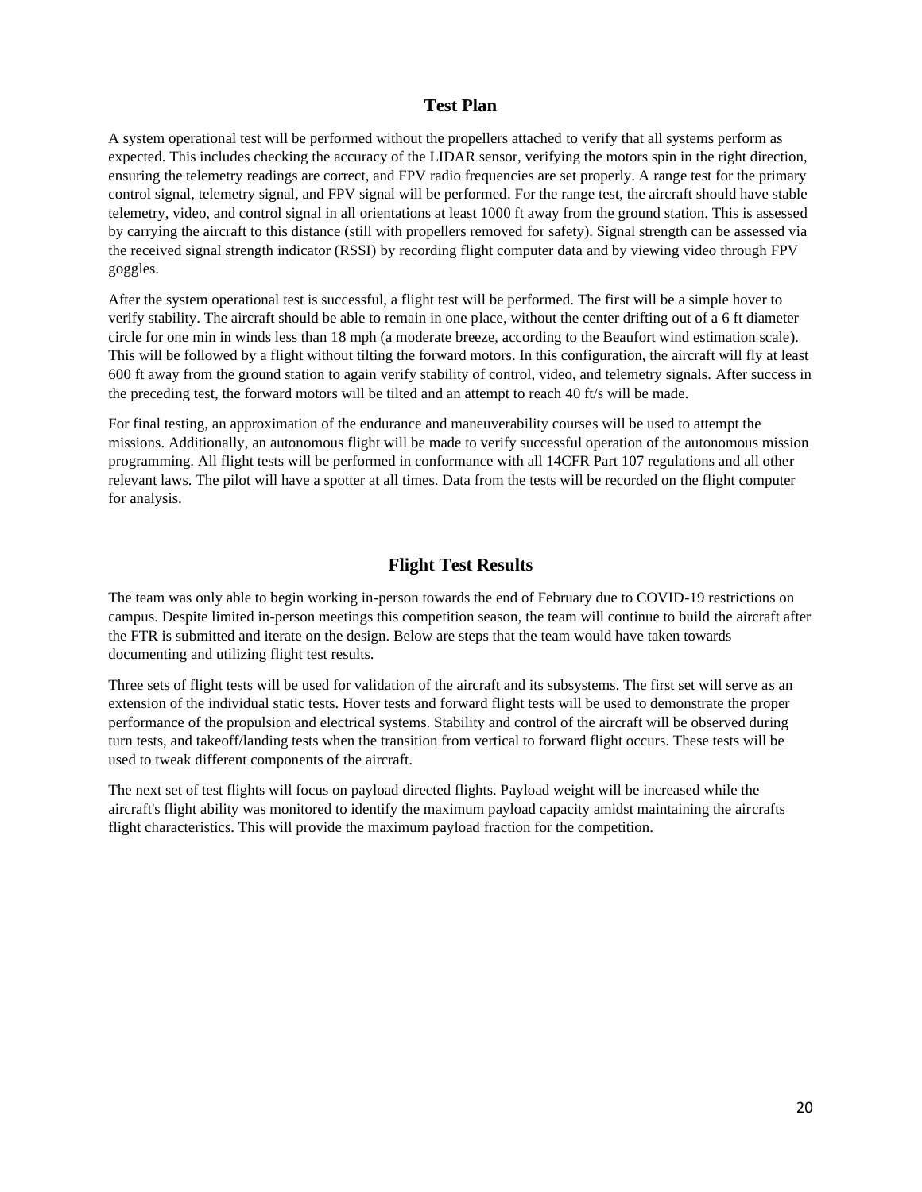## Test Plan

A system operational test will be performed without the propellers attached to verify that all systems perform as expected. This includes checking the accuracy of the LIDAR sensor, verifying the motors spin in the right direction, ensuring the telemetry readings are correct, and FPV radio frequencies are set properly. A range test for the primary control signal, telemetry signal, and FPV signal will be performed. For the range test, the aircraft should have stable telemetry, video, and control signal in all orientations at least 1000 ft away from the ground station. This is assessed by carrying the aircraft to this distance (still with propellers removed for safety). Signal strength can be assessed via the received signal strength indicator (RSSI) by recording flight computer data and by viewing video through FPV goggles.

After the system operational test is successful, a flight test will be performed. The first will be a simple hover to verify stability. The aircraft should be able to remain in one place, without the center drifting out of a 6 ft diameter circle for one min in winds less than 18 mph (a moderate breeze, according to the Beaufort wind estimation scale). This will be followed by a flight without tilting the forward motors. In this configuration, the aircraft will fly at least 600 ft away from the ground station to again verify stability of control, video, and telemetry signals. After success in the preceding test, the forward motors will be tilted and an attempt to reach 40 ft/s will be made.

For final testing, an approximation of the endurance and maneuverability courses will be used to attempt the missions. Additionally, an autonomous flight will be made to verify successful operation of the autonomous mission programming. All flight tests will be performed in conformance with all 14CFR Part 107 regulations and all other relevant laws. The pilot will have a spotter at all times. Data from the tests will be recorded on the flight computer for analysis.

## Flight Test Results

The team was only able to begin working in-person towards the end of February due to COVID-19 restrictions on campus. Despite limited in-person meetings this competition season, the team will continue to build the aircraft after the FTR is submitted and iterate on the design. Below are steps that the team would have taken towards documenting and utilizing flight test results.

Three sets of flight tests will be used for validation of the aircraft and its subsystems. The first set will serve as an extension of the individual static tests. Hover tests and forward flight tests will be used to demonstrate the proper performance of the propulsion and electrical systems. Stability and control of the aircraft will be observed during turn tests, and takeoff/landing tests when the transition from vertical to forward flight occurs. These tests will be used to tweak different components of the aircraft.

The next set of test flights will focus on payload directed flights. Payload weight will be increased while the aircraft's flight ability was monitored to identify the maximum payload capacity amidst maintaining the aircrafts flight characteristics. This will provide the maximum payload fraction for the competition.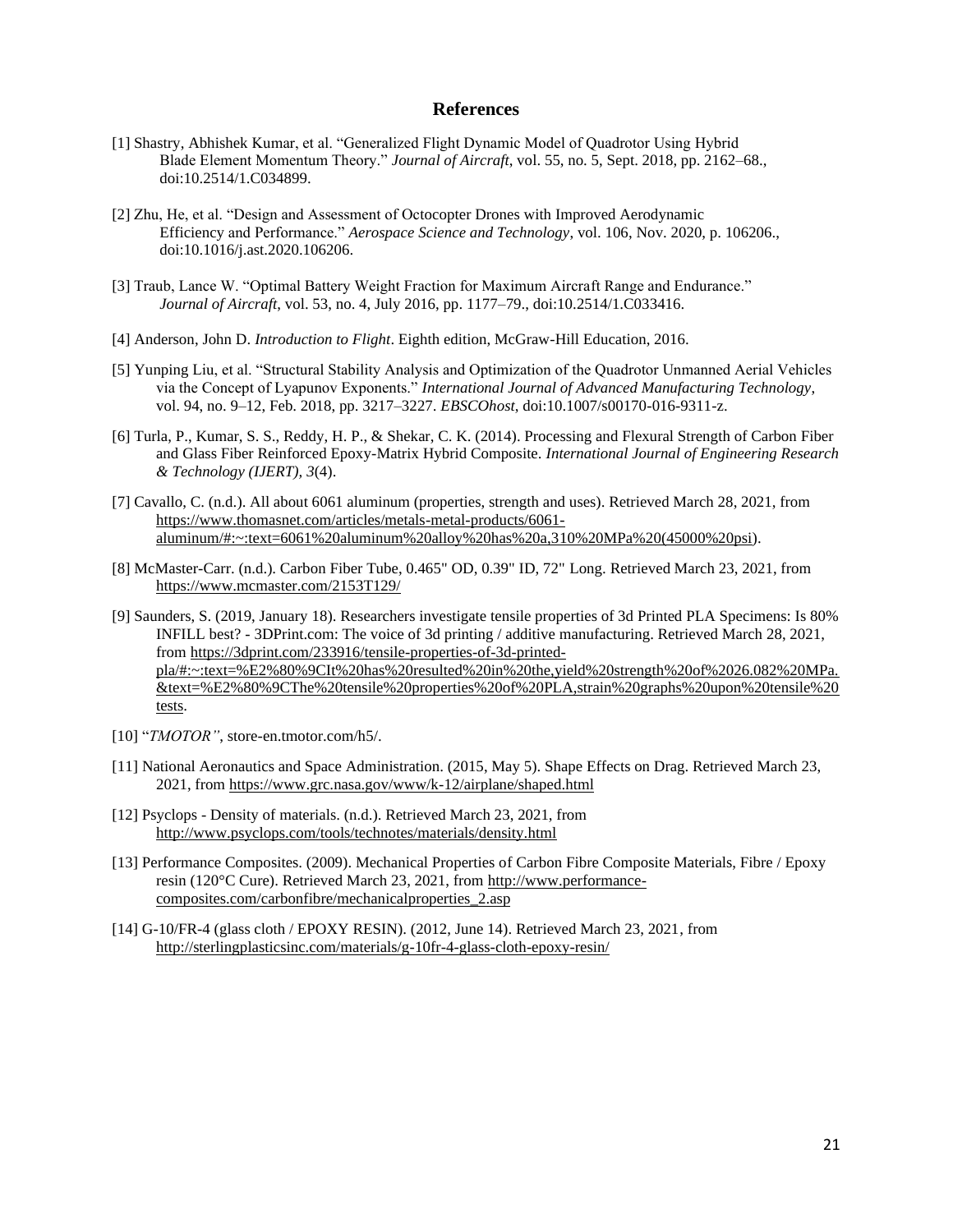# References

[1] Shastry, Abhishek Kumar, et al. "Generalized Flight Dynamic Model of Quadrotor Using Hybrid Blade Element Momentum Theory." *Journal of Aircraft*, vol. 55, no. 5, Sept. 2018, pp. 2162–68., doi:10.2514/1.C034899.

[2] Zhu, He, et al. "Design and Assessment of Octocopter Drones with Improved Aerodynamic Efficiency and Performance." *Aerospace Science and Technology*, vol. 106, Nov. 2020, p. 106206., doi:10.1016/j.ast.2020.106206.

[3] Traub, Lance W. "Optimal Battery Weight Fraction for Maximum Aircraft Range and Endurance." *Journal of Aircraft*, vol. 53, no. 4, July 2016, pp. 1177–79., doi:10.2514/1.C033416.

[4] Anderson, John D. *Introduction to Flight*. Eighth edition, McGraw-Hill Education, 2016.

[5] Yunping Liu, et al. "Structural Stability Analysis and Optimization of the Quadrotor Unmanned Aerial Vehicles via the Concept of Lyapunov Exponents." *International Journal of Advanced Manufacturing Technology*, vol. 94, no. 9–12, Feb. 2018, pp. 3217–3227. *EBSCOhost*, doi:10.1007/s00170-016-9311-z.

[6] Turla, P., Kumar, S. S., Reddy, H. P., & Shekar, C. K. (2014). Processing and Flexural Strength of Carbon Fiber and Glass Fiber Reinforced Epoxy-Matrix Hybrid Composite. *International Journal of Engineering Research & Technology (IJERT), 3*(4).

[7] Cavallo, C. (n.d.). All about 6061 aluminum (properties, strength and uses). Retrieved March 28, 2021, from https://www.thomasnet.com/articles/metals-metal-products/6061-aluminum/#:~:text=6061%20aluminum%20alloy%20has%20a,310%20MPa%20(45000%20psi).

[8] McMaster-Carr. (n.d.). Carbon Fiber Tube, 0.465" OD, 0.39" ID, 72" Long. Retrieved March 23, 2021, from https://www.mcmaster.com/2153T129/

[9] Saunders, S. (2019, January 18). Researchers investigate tensile properties of 3d Printed PLA Specimens: Is 80% INFILL best? - 3DPrint.com: The voice of 3d printing / additive manufacturing. Retrieved March 28, 2021, from https://3dprint.com/233916/tensile-properties-of-3d-printed-pla/#:~:text=%E2%80%9CIt%20has%20resulted%20in%20the,yield%20strength%20of%2026.082%20MPa.&text=%E2%80%9CThe%20tensile%20properties%20of%20PLA,strain%20graphs%20upon%20tensile%20tests.

[10] "*TMOTOR"*, store-en.tmotor.com/h5/.

[11] National Aeronautics and Space Administration. (2015, May 5). Shape Effects on Drag. Retrieved March 23, 2021, from https://www.grc.nasa.gov/www/k-12/airplane/shaped.html

[12] Psyclops - Density of materials. (n.d.). Retrieved March 23, 2021, from http://www.psyclops.com/tools/technotes/materials/density.html

[13] Performance Composites. (2009). Mechanical Properties of Carbon Fibre Composite Materials, Fibre / Epoxy resin (120°C Cure). Retrieved March 23, 2021, from http://www.performance-composites.com/carbonfibre/mechanicalproperties_2.asp

[14] G-10/FR-4 (glass cloth / EPOXY RESIN). (2012, June 14). Retrieved March 23, 2021, from http://sterlingplasticsinc.com/materials/g-10fr-4-glass-cloth-epoxy-resin/